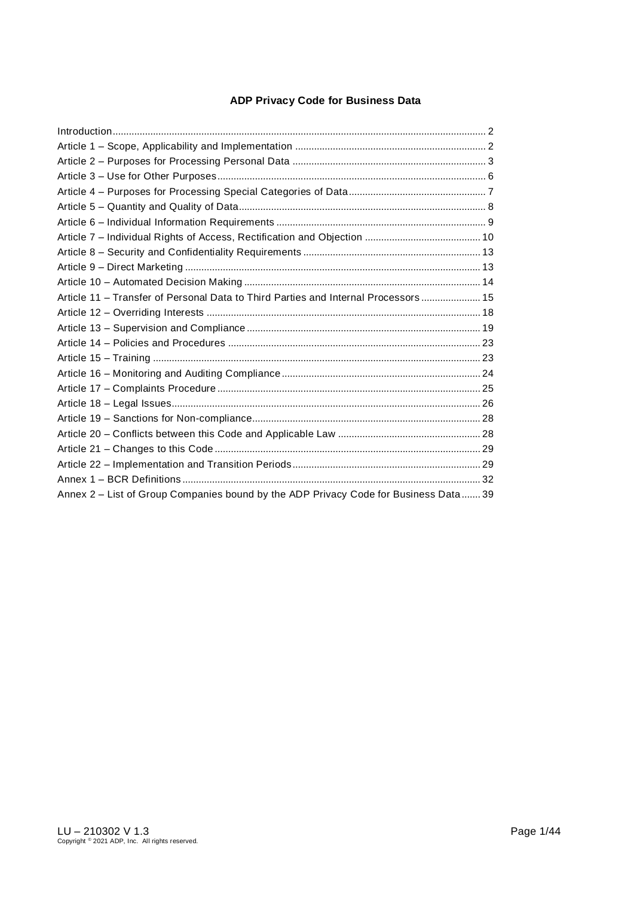# ADP Privacy Code for Business Data

Introduction ..... 2
Article 1 – Scope, Applicability and Implementation ..... 2
Article 2 – Purposes for Processing Personal Data ..... 3
Article 3 – Use for Other Purposes ..... 6
Article 4 – Purposes for Processing Special Categories of Data ..... 7
Article 5 – Quantity and Quality of Data ..... 8
Article 6 – Individual Information Requirements ..... 9
Article 7 – Individual Rights of Access, Rectification and Objection ..... 10
Article 8 – Security and Confidentiality Requirements ..... 13
Article 9 – Direct Marketing ..... 13
Article 10 – Automated Decision Making ..... 14
Article 11 – Transfer of Personal Data to Third Parties and Internal Processors ..... 15
Article 12 – Overriding Interests ..... 18
Article 13 – Supervision and Compliance ..... 19
Article 14 – Policies and Procedures ..... 23
Article 15 – Training ..... 23
Article 16 – Monitoring and Auditing Compliance ..... 24
Article 17 – Complaints Procedure ..... 25
Article 18 – Legal Issues ..... 26
Article 19 – Sanctions for Non-compliance ..... 28
Article 20 – Conflicts between this Code and Applicable Law ..... 28
Article 21 – Changes to this Code ..... 29
Article 22 – Implementation and Transition Periods ..... 29
Annex 1 – BCR Definitions ..... 32
Annex 2 – List of Group Companies bound by the ADP Privacy Code for Business Data ..... 39

LU – 210302 V 1.3
Copyright © 2021 ADP, Inc. All rights reserved.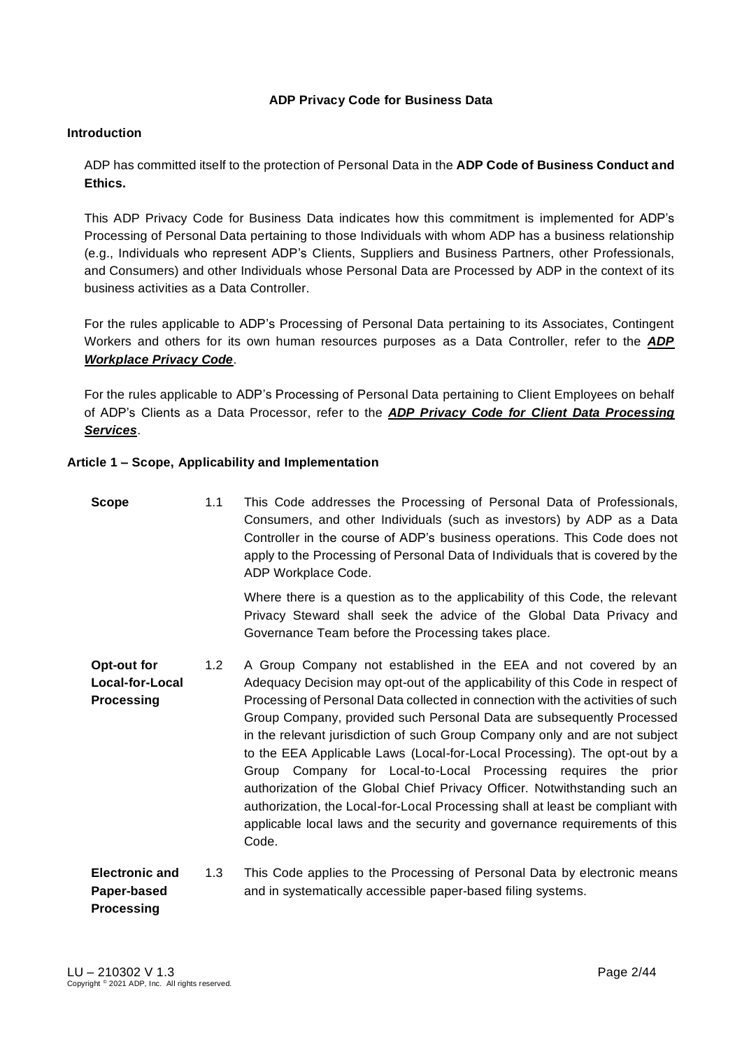**ADP Privacy Code for Business Data**

## Introduction

ADP has committed itself to the protection of Personal Data in the **ADP Code of Business Conduct and Ethics.**

This ADP Privacy Code for Business Data indicates how this commitment is implemented for ADP's Processing of Personal Data pertaining to those Individuals with whom ADP has a business relationship (e.g., Individuals who represent ADP's Clients, Suppliers and Business Partners, other Professionals, and Consumers) and other Individuals whose Personal Data are Processed by ADP in the context of its business activities as a Data Controller.

For the rules applicable to ADP's Processing of Personal Data pertaining to its Associates, Contingent Workers and others for its own human resources purposes as a Data Controller, refer to the ***ADP Workplace Privacy Code***.

For the rules applicable to ADP's Processing of Personal Data pertaining to Client Employees on behalf of ADP's Clients as a Data Processor, refer to the ***ADP Privacy Code for Client Data Processing Services***.

## Article 1 – Scope, Applicability and Implementation

**Scope**

1.1 This Code addresses the Processing of Personal Data of Professionals, Consumers, and other Individuals (such as investors) by ADP as a Data Controller in the course of ADP's business operations. This Code does not apply to the Processing of Personal Data of Individuals that is covered by the ADP Workplace Code.

Where there is a question as to the applicability of this Code, the relevant Privacy Steward shall seek the advice of the Global Data Privacy and Governance Team before the Processing takes place.

**Opt-out for Local-for-Local Processing**

1.2 A Group Company not established in the EEA and not covered by an Adequacy Decision may opt-out of the applicability of this Code in respect of Processing of Personal Data collected in connection with the activities of such Group Company, provided such Personal Data are subsequently Processed in the relevant jurisdiction of such Group Company only and are not subject to the EEA Applicable Laws (Local-for-Local Processing). The opt-out by a Group Company for Local-to-Local Processing requires the prior authorization of the Global Chief Privacy Officer. Notwithstanding such an authorization, the Local-for-Local Processing shall at least be compliant with applicable local laws and the security and governance requirements of this Code.

**Electronic and Paper-based Processing**

1.3 This Code applies to the Processing of Personal Data by electronic means and in systematically accessible paper-based filing systems.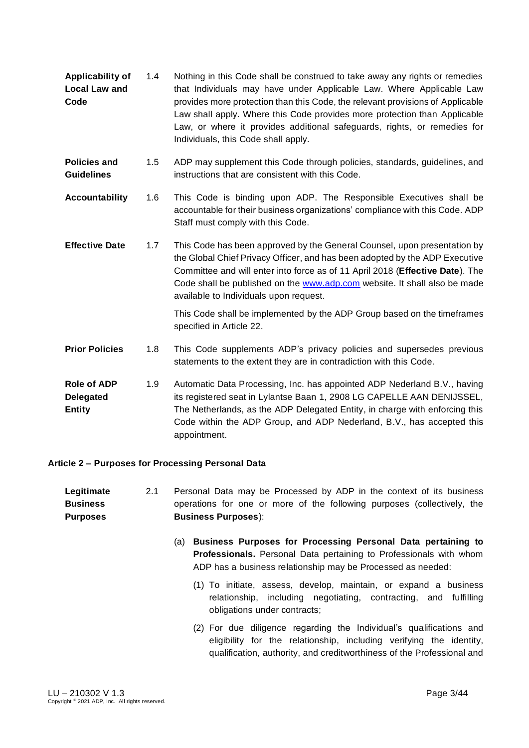**Applicability of Local Law and Code** 1.4 Nothing in this Code shall be construed to take away any rights or remedies that Individuals may have under Applicable Law. Where Applicable Law provides more protection than this Code, the relevant provisions of Applicable Law shall apply. Where this Code provides more protection than Applicable Law, or where it provides additional safeguards, rights, or remedies for Individuals, this Code shall apply.

**Policies and Guidelines** 1.5 ADP may supplement this Code through policies, standards, guidelines, and instructions that are consistent with this Code.

**Accountability** 1.6 This Code is binding upon ADP. The Responsible Executives shall be accountable for their business organizations' compliance with this Code. ADP Staff must comply with this Code.

**Effective Date** 1.7 This Code has been approved by the General Counsel, upon presentation by the Global Chief Privacy Officer, and has been adopted by the ADP Executive Committee and will enter into force as of 11 April 2018 (**Effective Date**). The Code shall be published on the www.adp.com website. It shall also be made available to Individuals upon request.

This Code shall be implemented by the ADP Group based on the timeframes specified in Article 22.

**Prior Policies** 1.8 This Code supplements ADP's privacy policies and supersedes previous statements to the extent they are in contradiction with this Code.

**Role of ADP Delegated Entity** 1.9 Automatic Data Processing, Inc. has appointed ADP Nederland B.V., having its registered seat in Lylantse Baan 1, 2908 LG CAPELLE AAN DENIJSSEL, The Netherlands, as the ADP Delegated Entity, in charge with enforcing this Code within the ADP Group, and ADP Nederland, B.V., has accepted this appointment.

## Article 2 – Purposes for Processing Personal Data

**Legitimate Business Purposes** 2.1 Personal Data may be Processed by ADP in the context of its business operations for one or more of the following purposes (collectively, the **Business Purposes**):

(a) **Business Purposes for Processing Personal Data pertaining to Professionals.** Personal Data pertaining to Professionals with whom ADP has a business relationship may be Processed as needed:

(1) To initiate, assess, develop, maintain, or expand a business relationship, including negotiating, contracting, and fulfilling obligations under contracts;

(2) For due diligence regarding the Individual's qualifications and eligibility for the relationship, including verifying the identity, qualification, authority, and creditworthiness of the Professional and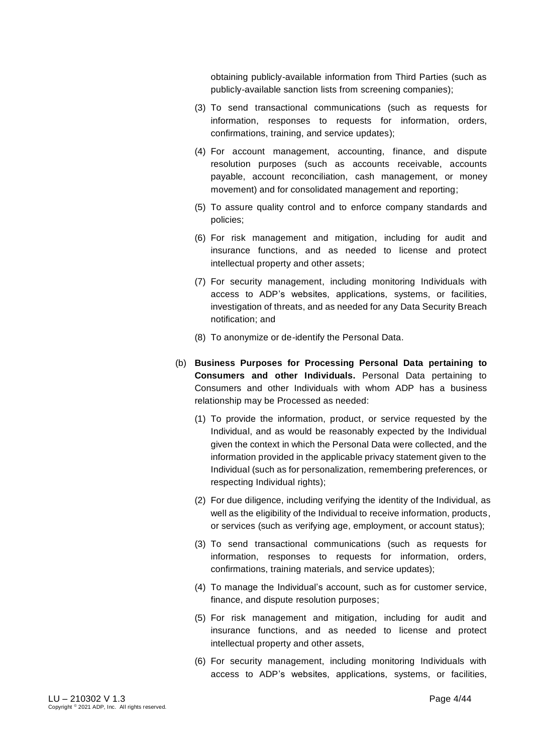obtaining publicly-available information from Third Parties (such as publicly-available sanction lists from screening companies);

(3) To send transactional communications (such as requests for information, responses to requests for information, orders, confirmations, training, and service updates);

(4) For account management, accounting, finance, and dispute resolution purposes (such as accounts receivable, accounts payable, account reconciliation, cash management, or money movement) and for consolidated management and reporting;

(5) To assure quality control and to enforce company standards and policies;

(6) For risk management and mitigation, including for audit and insurance functions, and as needed to license and protect intellectual property and other assets;

(7) For security management, including monitoring Individuals with access to ADP's websites, applications, systems, or facilities, investigation of threats, and as needed for any Data Security Breach notification; and

(8) To anonymize or de-identify the Personal Data.

(b) **Business Purposes for Processing Personal Data pertaining to Consumers and other Individuals.** Personal Data pertaining to Consumers and other Individuals with whom ADP has a business relationship may be Processed as needed:

(1) To provide the information, product, or service requested by the Individual, and as would be reasonably expected by the Individual given the context in which the Personal Data were collected, and the information provided in the applicable privacy statement given to the Individual (such as for personalization, remembering preferences, or respecting Individual rights);

(2) For due diligence, including verifying the identity of the Individual, as well as the eligibility of the Individual to receive information, products, or services (such as verifying age, employment, or account status);

(3) To send transactional communications (such as requests for information, responses to requests for information, orders, confirmations, training materials, and service updates);

(4) To manage the Individual's account, such as for customer service, finance, and dispute resolution purposes;

(5) For risk management and mitigation, including for audit and insurance functions, and as needed to license and protect intellectual property and other assets,

(6) For security management, including monitoring Individuals with access to ADP's websites, applications, systems, or facilities,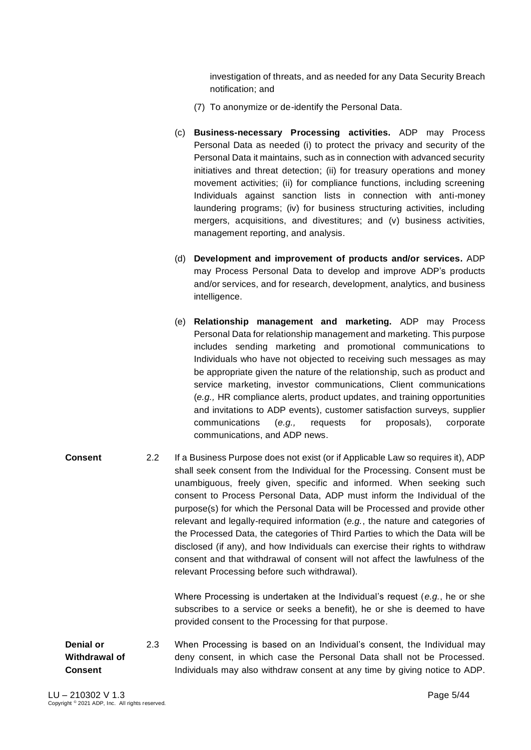investigation of threats, and as needed for any Data Security Breach notification; and

(7) To anonymize or de-identify the Personal Data.

(c) **Business-necessary Processing activities.** ADP may Process Personal Data as needed (i) to protect the privacy and security of the Personal Data it maintains, such as in connection with advanced security initiatives and threat detection; (ii) for treasury operations and money movement activities; (ii) for compliance functions, including screening Individuals against sanction lists in connection with anti-money laundering programs; (iv) for business structuring activities, including mergers, acquisitions, and divestitures; and (v) business activities, management reporting, and analysis.

(d) **Development and improvement of products and/or services.** ADP may Process Personal Data to develop and improve ADP's products and/or services, and for research, development, analytics, and business intelligence.

(e) **Relationship management and marketing.** ADP may Process Personal Data for relationship management and marketing. This purpose includes sending marketing and promotional communications to Individuals who have not objected to receiving such messages as may be appropriate given the nature of the relationship, such as product and service marketing, investor communications, Client communications (*e.g.,* HR compliance alerts, product updates, and training opportunities and invitations to ADP events), customer satisfaction surveys, supplier communications (*e.g.,* requests for proposals), corporate communications, and ADP news.

**Consent** 2.2 If a Business Purpose does not exist (or if Applicable Law so requires it), ADP shall seek consent from the Individual for the Processing. Consent must be unambiguous, freely given, specific and informed. When seeking such consent to Process Personal Data, ADP must inform the Individual of the purpose(s) for which the Personal Data will be Processed and provide other relevant and legally-required information (*e.g.*, the nature and categories of the Processed Data, the categories of Third Parties to which the Data will be disclosed (if any), and how Individuals can exercise their rights to withdraw consent and that withdrawal of consent will not affect the lawfulness of the relevant Processing before such withdrawal).

Where Processing is undertaken at the Individual's request (*e.g.*, he or she subscribes to a service or seeks a benefit), he or she is deemed to have provided consent to the Processing for that purpose.

**Denial or Withdrawal of Consent** 2.3 When Processing is based on an Individual's consent, the Individual may deny consent, in which case the Personal Data shall not be Processed. Individuals may also withdraw consent at any time by giving notice to ADP.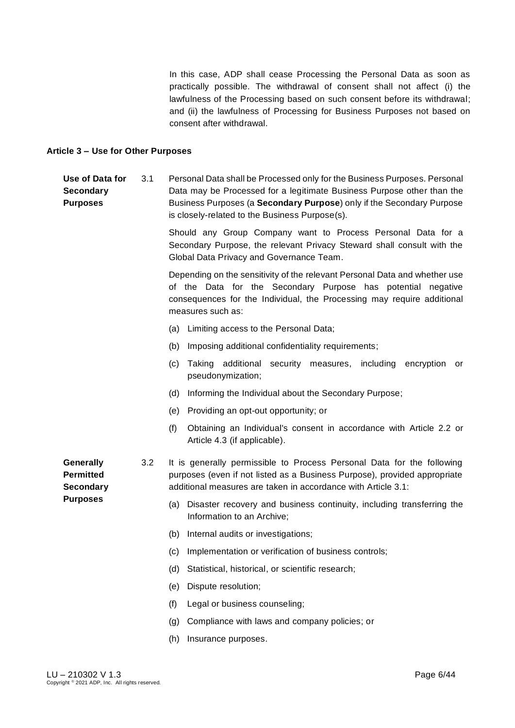In this case, ADP shall cease Processing the Personal Data as soon as practically possible. The withdrawal of consent shall not affect (i) the lawfulness of the Processing based on such consent before its withdrawal; and (ii) the lawfulness of Processing for Business Purposes not based on consent after withdrawal.

## Article 3 – Use for Other Purposes

**Use of Data for Secondary Purposes**

3.1 Personal Data shall be Processed only for the Business Purposes. Personal Data may be Processed for a legitimate Business Purpose other than the Business Purposes (a **Secondary Purpose**) only if the Secondary Purpose is closely-related to the Business Purpose(s).

Should any Group Company want to Process Personal Data for a Secondary Purpose, the relevant Privacy Steward shall consult with the Global Data Privacy and Governance Team.

Depending on the sensitivity of the relevant Personal Data and whether use of the Data for the Secondary Purpose has potential negative consequences for the Individual, the Processing may require additional measures such as:

(a) Limiting access to the Personal Data;

(b) Imposing additional confidentiality requirements;

(c) Taking additional security measures, including encryption or pseudonymization;

(d) Informing the Individual about the Secondary Purpose;

(e) Providing an opt-out opportunity; or

(f) Obtaining an Individual's consent in accordance with Article 2.2 or Article 4.3 (if applicable).

**Generally Permitted Secondary Purposes**

3.2 It is generally permissible to Process Personal Data for the following purposes (even if not listed as a Business Purpose), provided appropriate additional measures are taken in accordance with Article 3.1:

(a) Disaster recovery and business continuity, including transferring the Information to an Archive;

(b) Internal audits or investigations;

(c) Implementation or verification of business controls;

(d) Statistical, historical, or scientific research;

(e) Dispute resolution;

(f) Legal or business counseling;

(g) Compliance with laws and company policies; or

(h) Insurance purposes.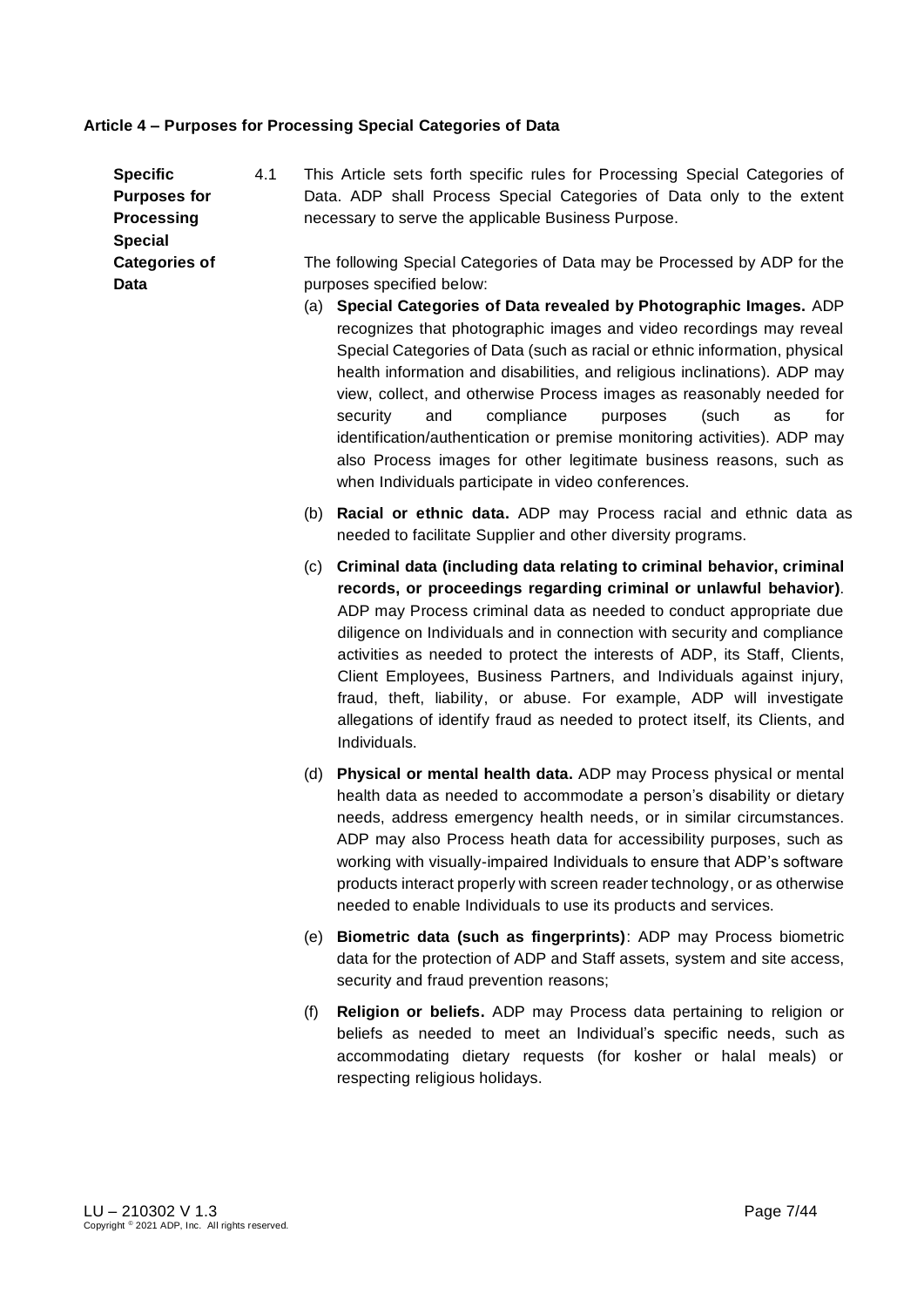## Article 4 – Purposes for Processing Special Categories of Data

**Specific Purposes for Processing Special Categories of Data**

4.1 This Article sets forth specific rules for Processing Special Categories of Data. ADP shall Process Special Categories of Data only to the extent necessary to serve the applicable Business Purpose.

The following Special Categories of Data may be Processed by ADP for the purposes specified below:

(a) **Special Categories of Data revealed by Photographic Images.** ADP recognizes that photographic images and video recordings may reveal Special Categories of Data (such as racial or ethnic information, physical health information and disabilities, and religious inclinations). ADP may view, collect, and otherwise Process images as reasonably needed for security and compliance purposes (such as for identification/authentication or premise monitoring activities). ADP may also Process images for other legitimate business reasons, such as when Individuals participate in video conferences.

(b) **Racial or ethnic data.** ADP may Process racial and ethnic data as needed to facilitate Supplier and other diversity programs.

(c) **Criminal data (including data relating to criminal behavior, criminal records, or proceedings regarding criminal or unlawful behavior)**. ADP may Process criminal data as needed to conduct appropriate due diligence on Individuals and in connection with security and compliance activities as needed to protect the interests of ADP, its Staff, Clients, Client Employees, Business Partners, and Individuals against injury, fraud, theft, liability, or abuse. For example, ADP will investigate allegations of identify fraud as needed to protect itself, its Clients, and Individuals.

(d) **Physical or mental health data.** ADP may Process physical or mental health data as needed to accommodate a person's disability or dietary needs, address emergency health needs, or in similar circumstances. ADP may also Process heath data for accessibility purposes, such as working with visually-impaired Individuals to ensure that ADP's software products interact properly with screen reader technology, or as otherwise needed to enable Individuals to use its products and services.

(e) **Biometric data (such as fingerprints)**: ADP may Process biometric data for the protection of ADP and Staff assets, system and site access, security and fraud prevention reasons;

(f) **Religion or beliefs.** ADP may Process data pertaining to religion or beliefs as needed to meet an Individual's specific needs, such as accommodating dietary requests (for kosher or halal meals) or respecting religious holidays.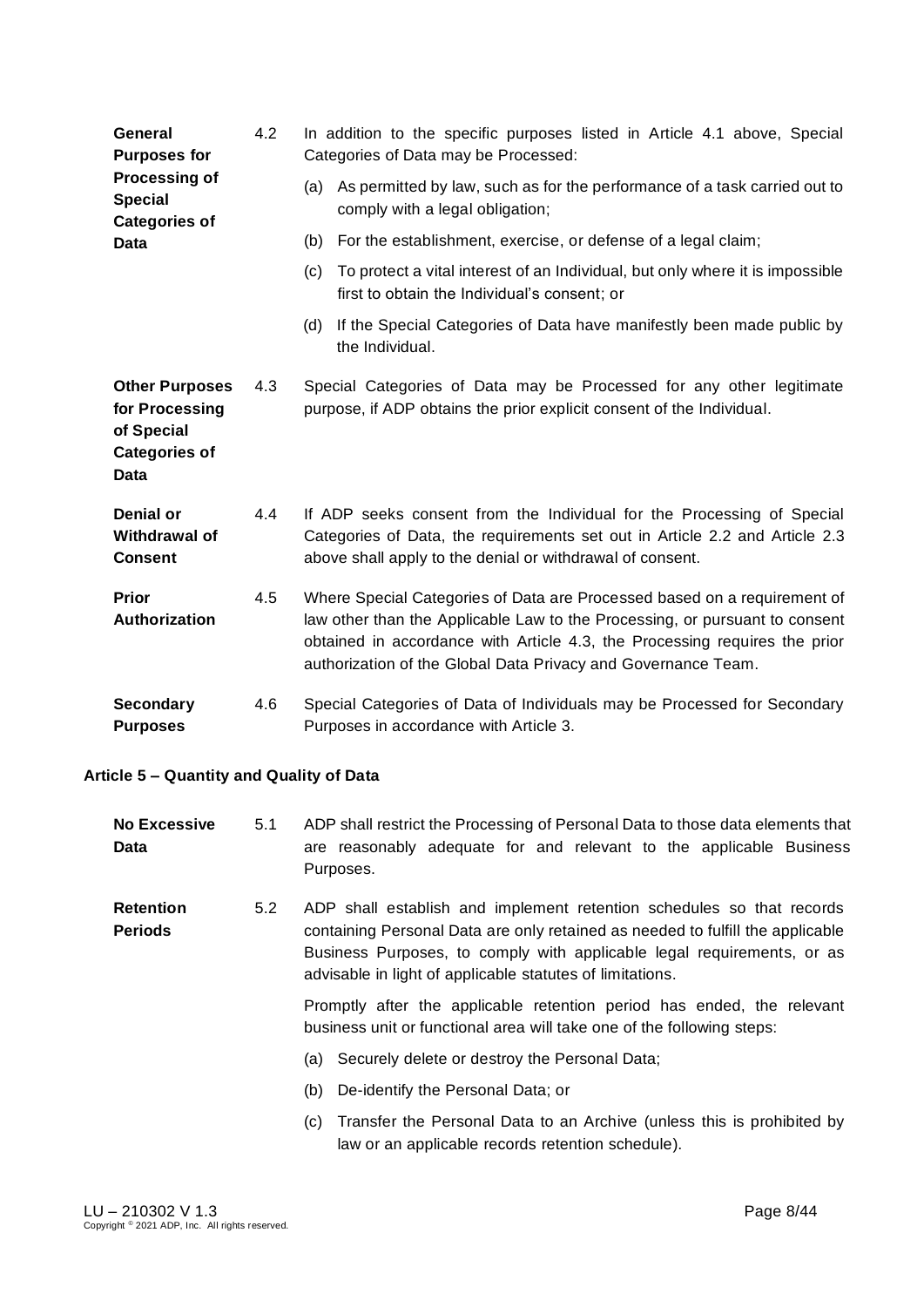**General Purposes for Processing of Special Categories of Data**

4.2 In addition to the specific purposes listed in Article 4.1 above, Special Categories of Data may be Processed:

(a) As permitted by law, such as for the performance of a task carried out to comply with a legal obligation;

(b) For the establishment, exercise, or defense of a legal claim;

(c) To protect a vital interest of an Individual, but only where it is impossible first to obtain the Individual's consent; or

(d) If the Special Categories of Data have manifestly been made public by the Individual.

**Other Purposes for Processing of Special Categories of Data**

4.3 Special Categories of Data may be Processed for any other legitimate purpose, if ADP obtains the prior explicit consent of the Individual.

**Denial or Withdrawal of Consent**

4.4 If ADP seeks consent from the Individual for the Processing of Special Categories of Data, the requirements set out in Article 2.2 and Article 2.3 above shall apply to the denial or withdrawal of consent.

**Prior Authorization**

4.5 Where Special Categories of Data are Processed based on a requirement of law other than the Applicable Law to the Processing, or pursuant to consent obtained in accordance with Article 4.3, the Processing requires the prior authorization of the Global Data Privacy and Governance Team.

**Secondary Purposes**

4.6 Special Categories of Data of Individuals may be Processed for Secondary Purposes in accordance with Article 3.

## Article 5 – Quantity and Quality of Data

**No Excessive Data**

5.1 ADP shall restrict the Processing of Personal Data to those data elements that are reasonably adequate for and relevant to the applicable Business Purposes.

**Retention Periods**

5.2 ADP shall establish and implement retention schedules so that records containing Personal Data are only retained as needed to fulfill the applicable Business Purposes, to comply with applicable legal requirements, or as advisable in light of applicable statutes of limitations.

Promptly after the applicable retention period has ended, the relevant business unit or functional area will take one of the following steps:

(a) Securely delete or destroy the Personal Data;

(b) De-identify the Personal Data; or

(c) Transfer the Personal Data to an Archive (unless this is prohibited by law or an applicable records retention schedule).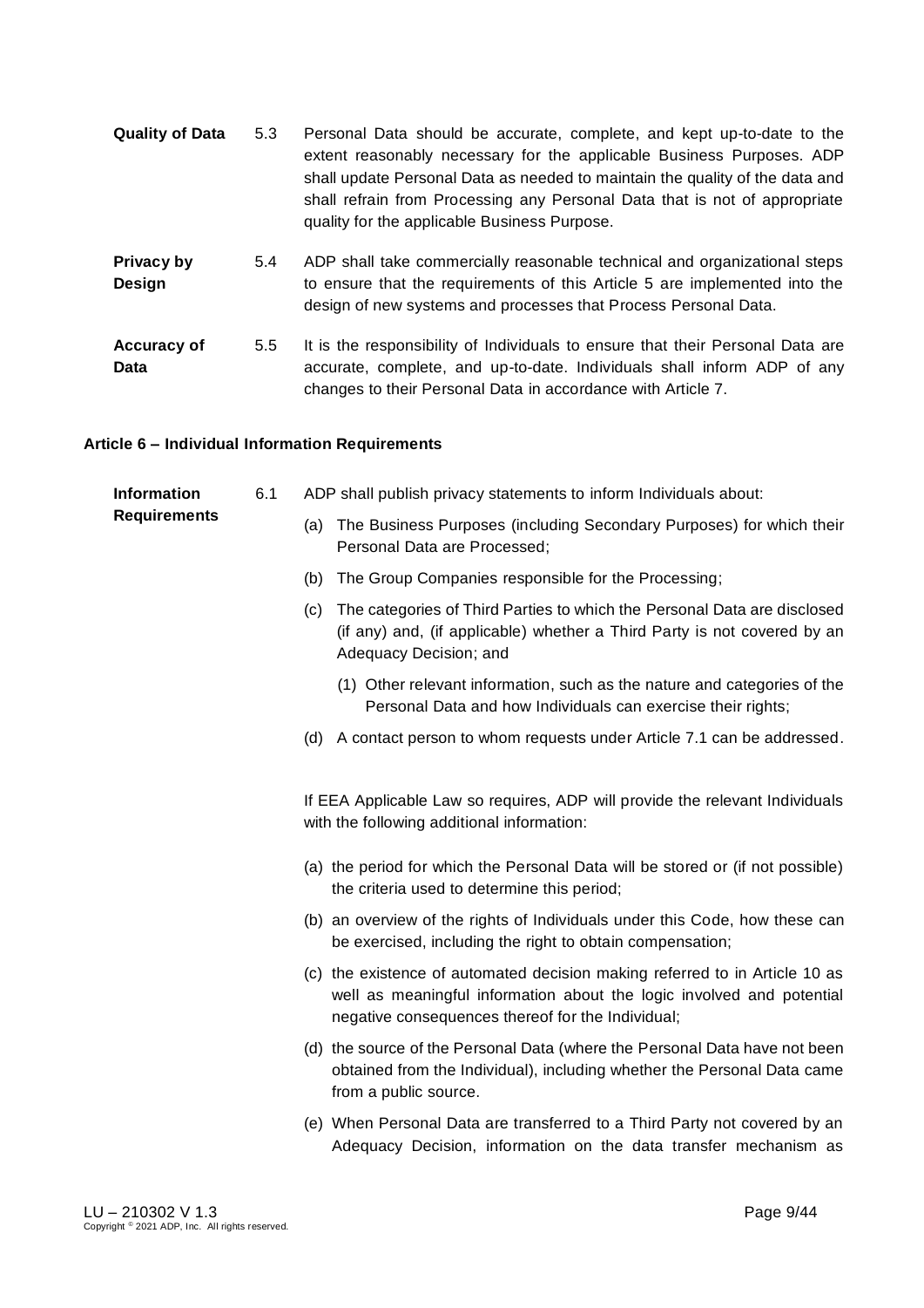**Quality of Data** 5.3 Personal Data should be accurate, complete, and kept up-to-date to the extent reasonably necessary for the applicable Business Purposes. ADP shall update Personal Data as needed to maintain the quality of the data and shall refrain from Processing any Personal Data that is not of appropriate quality for the applicable Business Purpose.

**Privacy by Design** 5.4 ADP shall take commercially reasonable technical and organizational steps to ensure that the requirements of this Article 5 are implemented into the design of new systems and processes that Process Personal Data.

**Accuracy of Data** 5.5 It is the responsibility of Individuals to ensure that their Personal Data are accurate, complete, and up-to-date. Individuals shall inform ADP of any changes to their Personal Data in accordance with Article 7.

### Article 6 – Individual Information Requirements

**Information Requirements** 6.1 ADP shall publish privacy statements to inform Individuals about:

(a) The Business Purposes (including Secondary Purposes) for which their Personal Data are Processed;

(b) The Group Companies responsible for the Processing;

(c) The categories of Third Parties to which the Personal Data are disclosed (if any) and, (if applicable) whether a Third Party is not covered by an Adequacy Decision; and

  (1) Other relevant information, such as the nature and categories of the Personal Data and how Individuals can exercise their rights;

(d) A contact person to whom requests under Article 7.1 can be addressed.

If EEA Applicable Law so requires, ADP will provide the relevant Individuals with the following additional information:

(a) the period for which the Personal Data will be stored or (if not possible) the criteria used to determine this period;

(b) an overview of the rights of Individuals under this Code, how these can be exercised, including the right to obtain compensation;

(c) the existence of automated decision making referred to in Article 10 as well as meaningful information about the logic involved and potential negative consequences thereof for the Individual;

(d) the source of the Personal Data (where the Personal Data have not been obtained from the Individual), including whether the Personal Data came from a public source.

(e) When Personal Data are transferred to a Third Party not covered by an Adequacy Decision, information on the data transfer mechanism as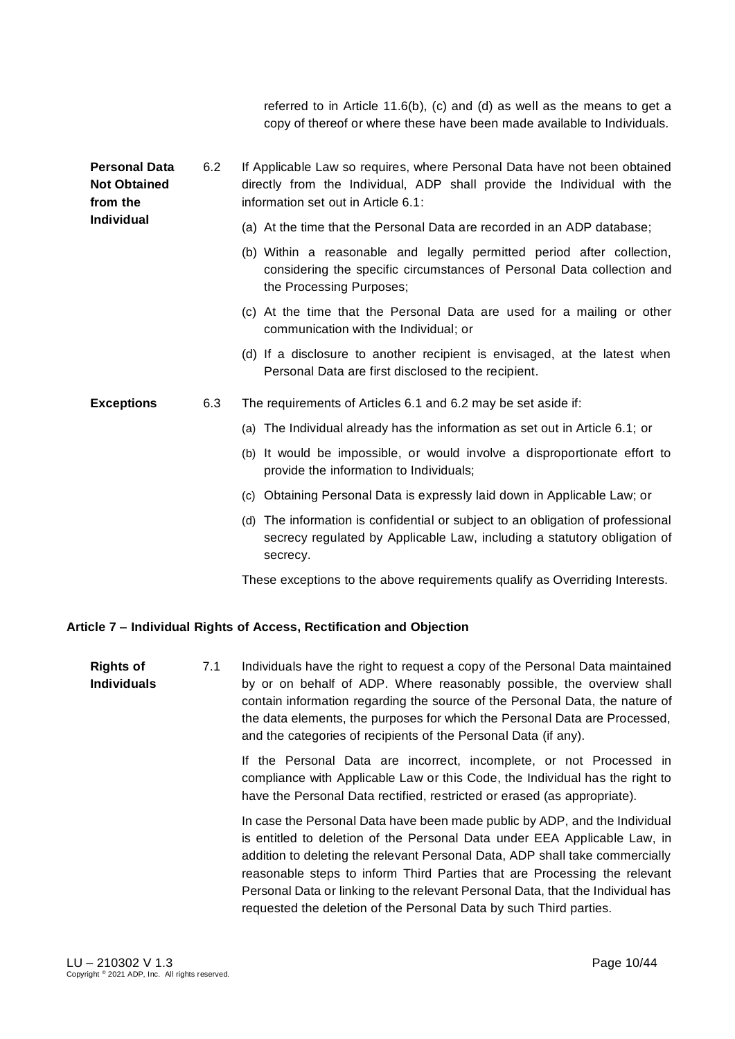referred to in Article 11.6(b), (c) and (d) as well as the means to get a copy of thereof or where these have been made available to Individuals.

**Personal Data Not Obtained from the Individual**

6.2 If Applicable Law so requires, where Personal Data have not been obtained directly from the Individual, ADP shall provide the Individual with the information set out in Article 6.1:

(a) At the time that the Personal Data are recorded in an ADP database;

(b) Within a reasonable and legally permitted period after collection, considering the specific circumstances of Personal Data collection and the Processing Purposes;

(c) At the time that the Personal Data are used for a mailing or other communication with the Individual; or

(d) If a disclosure to another recipient is envisaged, at the latest when Personal Data are first disclosed to the recipient.

**Exceptions**

6.3 The requirements of Articles 6.1 and 6.2 may be set aside if:

(a) The Individual already has the information as set out in Article 6.1; or

(b) It would be impossible, or would involve a disproportionate effort to provide the information to Individuals;

(c) Obtaining Personal Data is expressly laid down in Applicable Law; or

(d) The information is confidential or subject to an obligation of professional secrecy regulated by Applicable Law, including a statutory obligation of secrecy.

These exceptions to the above requirements qualify as Overriding Interests.

## Article 7 – Individual Rights of Access, Rectification and Objection

**Rights of Individuals**

7.1 Individuals have the right to request a copy of the Personal Data maintained by or on behalf of ADP. Where reasonably possible, the overview shall contain information regarding the source of the Personal Data, the nature of the data elements, the purposes for which the Personal Data are Processed, and the categories of recipients of the Personal Data (if any).

If the Personal Data are incorrect, incomplete, or not Processed in compliance with Applicable Law or this Code, the Individual has the right to have the Personal Data rectified, restricted or erased (as appropriate).

In case the Personal Data have been made public by ADP, and the Individual is entitled to deletion of the Personal Data under EEA Applicable Law, in addition to deleting the relevant Personal Data, ADP shall take commercially reasonable steps to inform Third Parties that are Processing the relevant Personal Data or linking to the relevant Personal Data, that the Individual has requested the deletion of the Personal Data by such Third parties.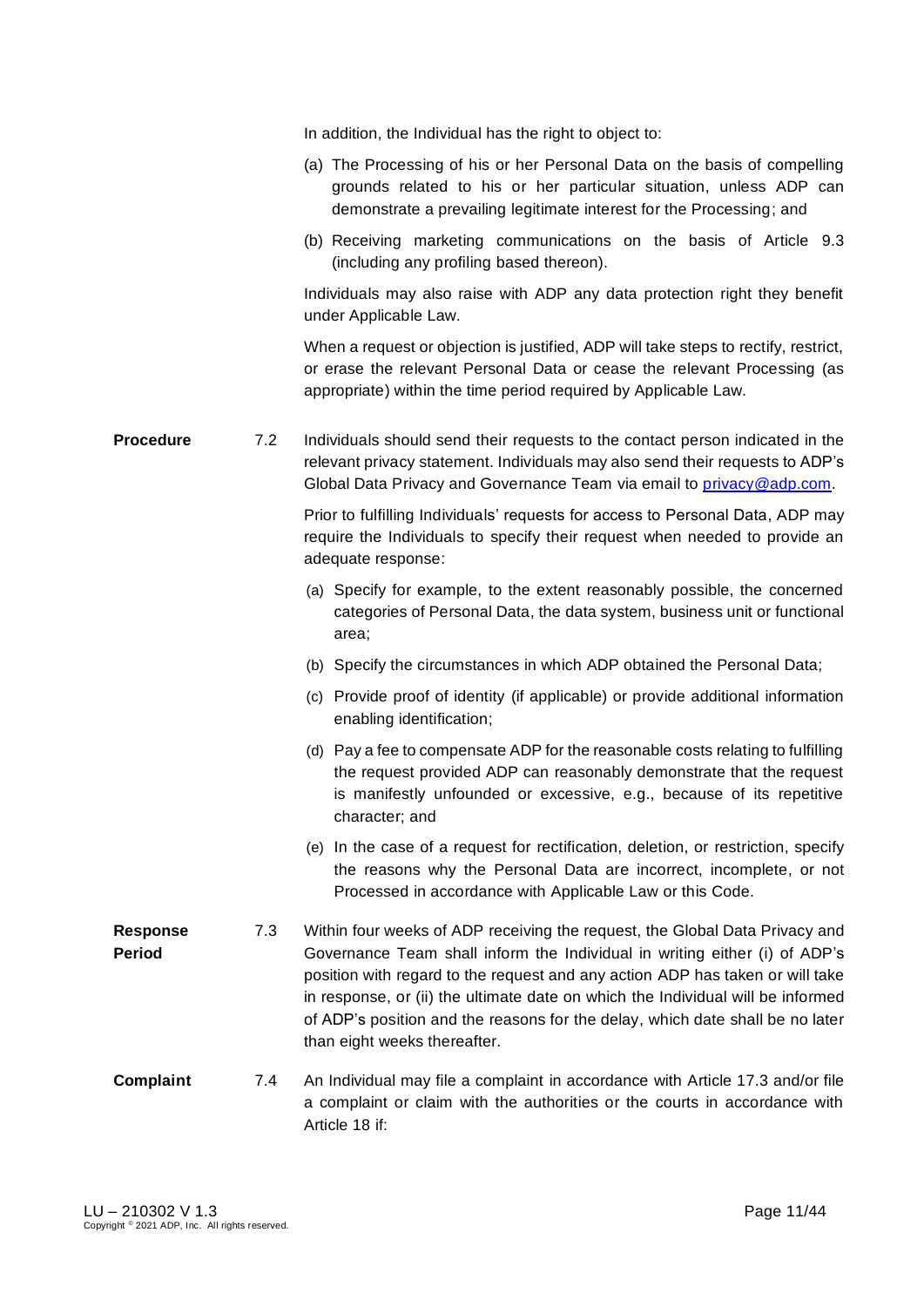In addition, the Individual has the right to object to:

(a) The Processing of his or her Personal Data on the basis of compelling grounds related to his or her particular situation, unless ADP can demonstrate a prevailing legitimate interest for the Processing; and

(b) Receiving marketing communications on the basis of Article 9.3 (including any profiling based thereon).

Individuals may also raise with ADP any data protection right they benefit under Applicable Law.

When a request or objection is justified, ADP will take steps to rectify, restrict, or erase the relevant Personal Data or cease the relevant Processing (as appropriate) within the time period required by Applicable Law.

**Procedure** 7.2 Individuals should send their requests to the contact person indicated in the relevant privacy statement. Individuals may also send their requests to ADP's Global Data Privacy and Governance Team via email to [privacy@adp.com](mailto:privacy@adp.com).

Prior to fulfilling Individuals' requests for access to Personal Data, ADP may require the Individuals to specify their request when needed to provide an adequate response:

(a) Specify for example, to the extent reasonably possible, the concerned categories of Personal Data, the data system, business unit or functional area;

(b) Specify the circumstances in which ADP obtained the Personal Data;

(c) Provide proof of identity (if applicable) or provide additional information enabling identification;

(d) Pay a fee to compensate ADP for the reasonable costs relating to fulfilling the request provided ADP can reasonably demonstrate that the request is manifestly unfounded or excessive, e.g., because of its repetitive character; and

(e) In the case of a request for rectification, deletion, or restriction, specify the reasons why the Personal Data are incorrect, incomplete, or not Processed in accordance with Applicable Law or this Code.

**Response Period** 7.3 Within four weeks of ADP receiving the request, the Global Data Privacy and Governance Team shall inform the Individual in writing either (i) of ADP's position with regard to the request and any action ADP has taken or will take in response, or (ii) the ultimate date on which the Individual will be informed of ADP's position and the reasons for the delay, which date shall be no later than eight weeks thereafter.

**Complaint** 7.4 An Individual may file a complaint in accordance with Article 17.3 and/or file a complaint or claim with the authorities or the courts in accordance with Article 18 if: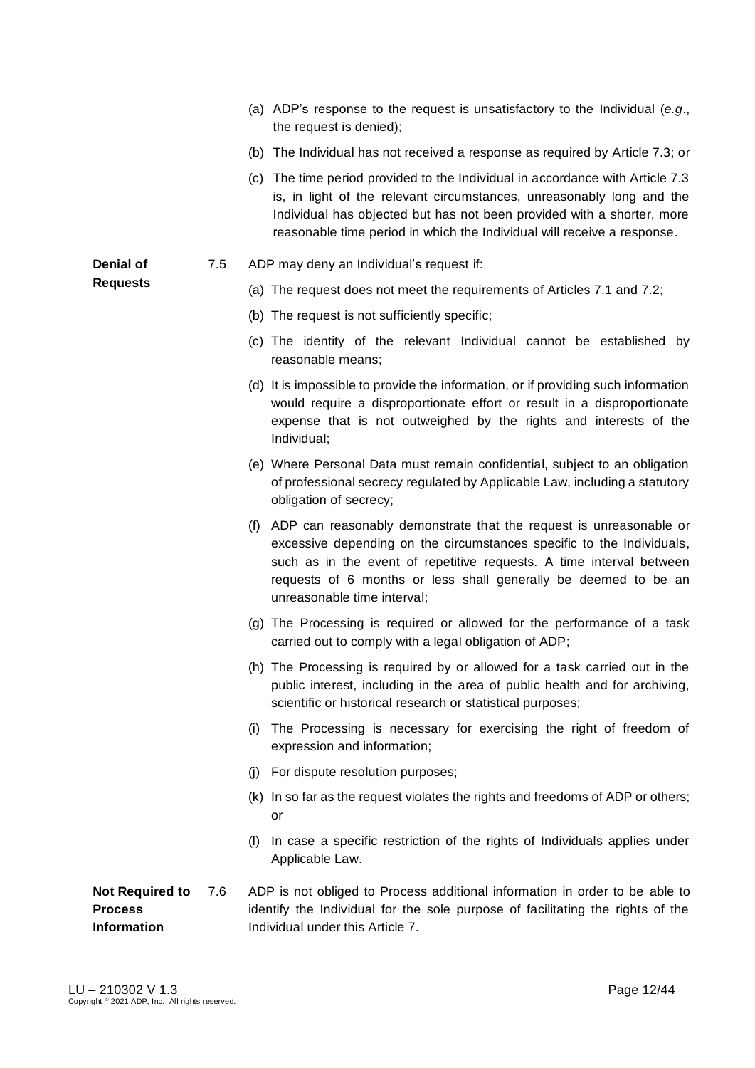(a) ADP's response to the request is unsatisfactory to the Individual (*e.g*., the request is denied);

(b) The Individual has not received a response as required by Article 7.3; or

(c) The time period provided to the Individual in accordance with Article 7.3 is, in light of the relevant circumstances, unreasonably long and the Individual has objected but has not been provided with a shorter, more reasonable time period in which the Individual will receive a response.

**Denial of Requests**

7.5 ADP may deny an Individual's request if:

(a) The request does not meet the requirements of Articles 7.1 and 7.2;

(b) The request is not sufficiently specific;

(c) The identity of the relevant Individual cannot be established by reasonable means;

(d) It is impossible to provide the information, or if providing such information would require a disproportionate effort or result in a disproportionate expense that is not outweighed by the rights and interests of the Individual;

(e) Where Personal Data must remain confidential, subject to an obligation of professional secrecy regulated by Applicable Law, including a statutory obligation of secrecy;

(f) ADP can reasonably demonstrate that the request is unreasonable or excessive depending on the circumstances specific to the Individuals, such as in the event of repetitive requests. A time interval between requests of 6 months or less shall generally be deemed to be an unreasonable time interval;

(g) The Processing is required or allowed for the performance of a task carried out to comply with a legal obligation of ADP;

(h) The Processing is required by or allowed for a task carried out in the public interest, including in the area of public health and for archiving, scientific or historical research or statistical purposes;

(i) The Processing is necessary for exercising the right of freedom of expression and information;

(j) For dispute resolution purposes;

(k) In so far as the request violates the rights and freedoms of ADP or others; or

(l) In case a specific restriction of the rights of Individuals applies under Applicable Law.

**Not Required to Process Information**

7.6 ADP is not obliged to Process additional information in order to be able to identify the Individual for the sole purpose of facilitating the rights of the Individual under this Article 7.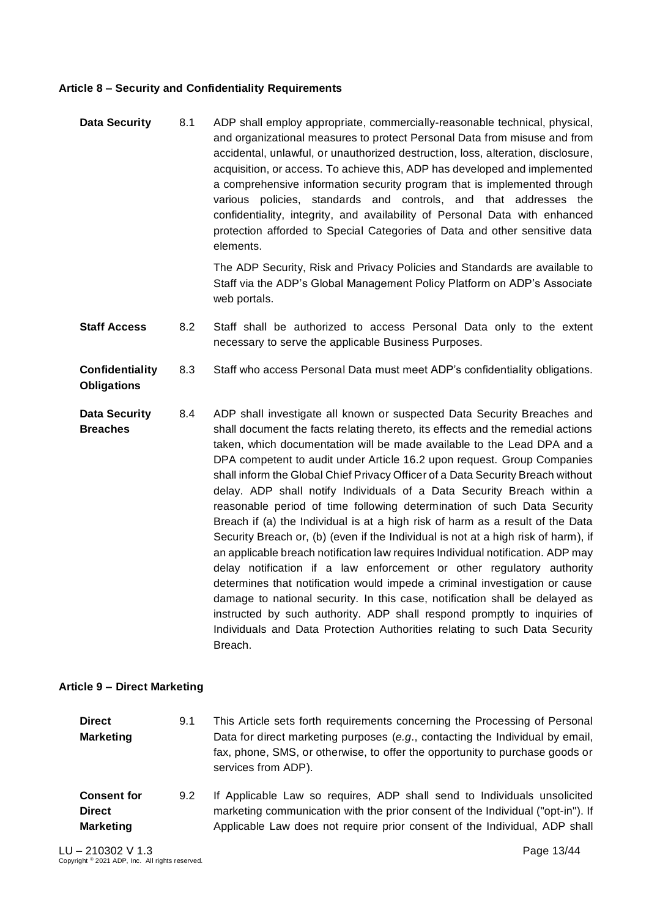**Article 8 – Security and Confidentiality Requirements**

**Data Security** 8.1 ADP shall employ appropriate, commercially-reasonable technical, physical, and organizational measures to protect Personal Data from misuse and from accidental, unlawful, or unauthorized destruction, loss, alteration, disclosure, acquisition, or access. To achieve this, ADP has developed and implemented a comprehensive information security program that is implemented through various policies, standards and controls, and that addresses the confidentiality, integrity, and availability of Personal Data with enhanced protection afforded to Special Categories of Data and other sensitive data elements.

The ADP Security, Risk and Privacy Policies and Standards are available to Staff via the ADP's Global Management Policy Platform on ADP's Associate web portals.

**Staff Access** 8.2 Staff shall be authorized to access Personal Data only to the extent necessary to serve the applicable Business Purposes.

**Confidentiality Obligations** 8.3 Staff who access Personal Data must meet ADP's confidentiality obligations.

**Data Security Breaches** 8.4 ADP shall investigate all known or suspected Data Security Breaches and shall document the facts relating thereto, its effects and the remedial actions taken, which documentation will be made available to the Lead DPA and a DPA competent to audit under Article 16.2 upon request. Group Companies shall inform the Global Chief Privacy Officer of a Data Security Breach without delay. ADP shall notify Individuals of a Data Security Breach within a reasonable period of time following determination of such Data Security Breach if (a) the Individual is at a high risk of harm as a result of the Data Security Breach or, (b) (even if the Individual is not at a high risk of harm), if an applicable breach notification law requires Individual notification. ADP may delay notification if a law enforcement or other regulatory authority determines that notification would impede a criminal investigation or cause damage to national security. In this case, notification shall be delayed as instructed by such authority. ADP shall respond promptly to inquiries of Individuals and Data Protection Authorities relating to such Data Security Breach.

**Article 9 – Direct Marketing**

**Direct Marketing** 9.1 This Article sets forth requirements concerning the Processing of Personal Data for direct marketing purposes (*e.g.*, contacting the Individual by email, fax, phone, SMS, or otherwise, to offer the opportunity to purchase goods or services from ADP).

**Consent for Direct Marketing** 9.2 If Applicable Law so requires, ADP shall send to Individuals unsolicited marketing communication with the prior consent of the Individual ("opt-in"). If Applicable Law does not require prior consent of the Individual, ADP shall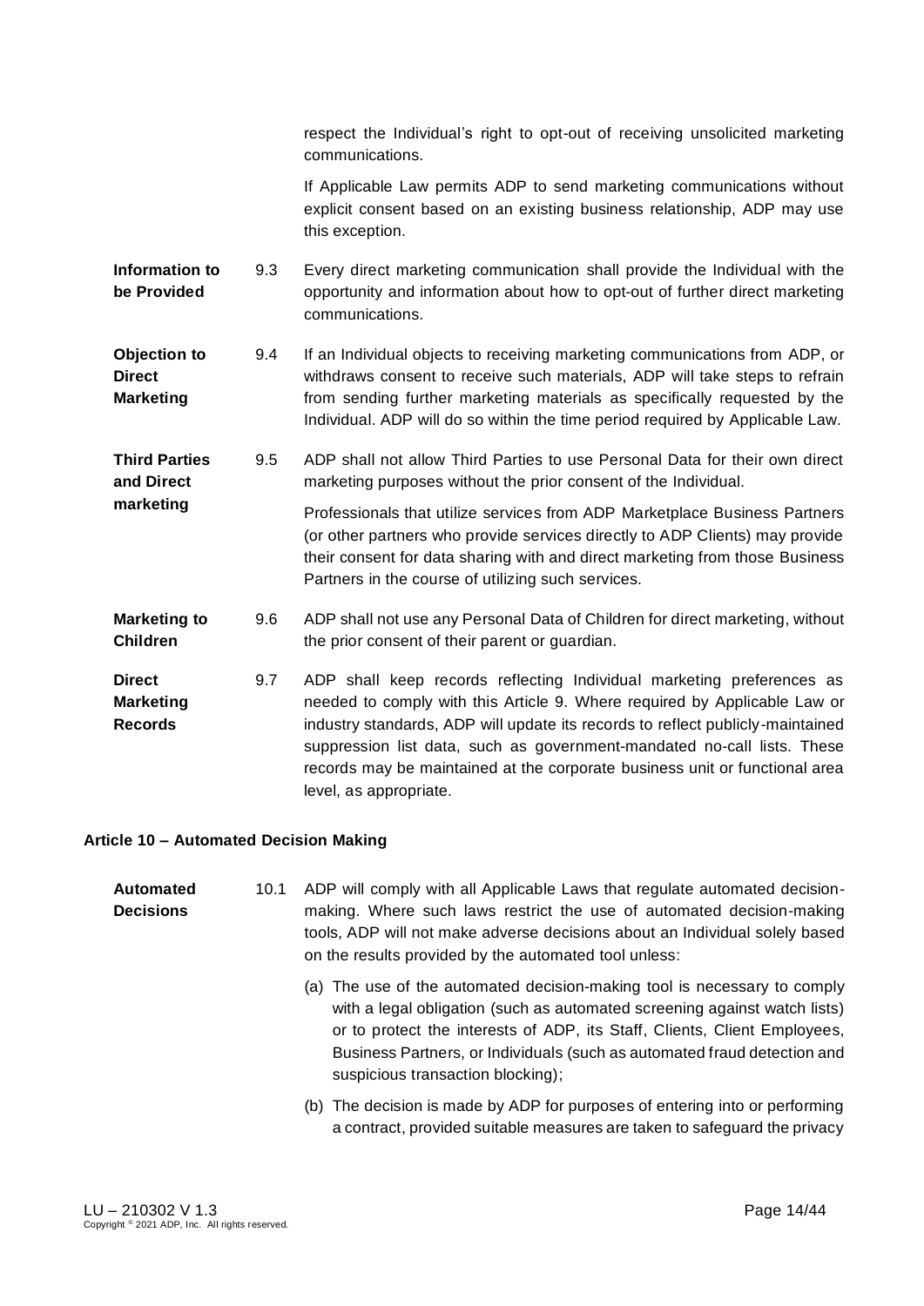respect the Individual's right to opt-out of receiving unsolicited marketing communications.

If Applicable Law permits ADP to send marketing communications without explicit consent based on an existing business relationship, ADP may use this exception.

**Information to be Provided**

9.3 Every direct marketing communication shall provide the Individual with the opportunity and information about how to opt-out of further direct marketing communications.

**Objection to Direct Marketing**

9.4 If an Individual objects to receiving marketing communications from ADP, or withdraws consent to receive such materials, ADP will take steps to refrain from sending further marketing materials as specifically requested by the Individual. ADP will do so within the time period required by Applicable Law.

**Third Parties and Direct marketing**

9.5 ADP shall not allow Third Parties to use Personal Data for their own direct marketing purposes without the prior consent of the Individual.

Professionals that utilize services from ADP Marketplace Business Partners (or other partners who provide services directly to ADP Clients) may provide their consent for data sharing with and direct marketing from those Business Partners in the course of utilizing such services.

**Marketing to Children**

9.6 ADP shall not use any Personal Data of Children for direct marketing, without the prior consent of their parent or guardian.

**Direct Marketing Records**

9.7 ADP shall keep records reflecting Individual marketing preferences as needed to comply with this Article 9. Where required by Applicable Law or industry standards, ADP will update its records to reflect publicly-maintained suppression list data, such as government-mandated no-call lists. These records may be maintained at the corporate business unit or functional area level, as appropriate.

## Article 10 – Automated Decision Making

**Automated Decisions**

10.1 ADP will comply with all Applicable Laws that regulate automated decision-making. Where such laws restrict the use of automated decision-making tools, ADP will not make adverse decisions about an Individual solely based on the results provided by the automated tool unless:

(a) The use of the automated decision-making tool is necessary to comply with a legal obligation (such as automated screening against watch lists) or to protect the interests of ADP, its Staff, Clients, Client Employees, Business Partners, or Individuals (such as automated fraud detection and suspicious transaction blocking);

(b) The decision is made by ADP for purposes of entering into or performing a contract, provided suitable measures are taken to safeguard the privacy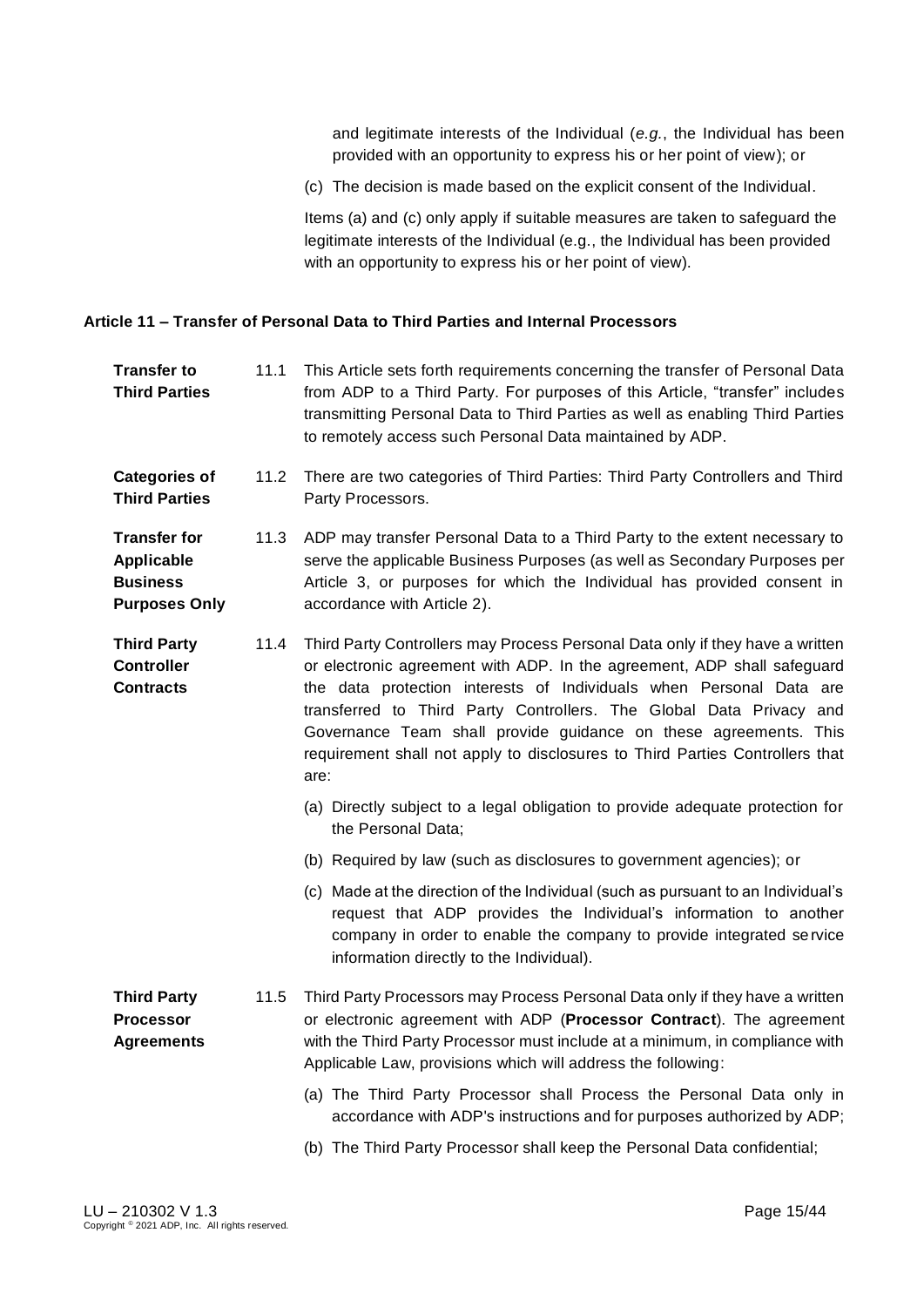and legitimate interests of the Individual (*e.g.*, the Individual has been provided with an opportunity to express his or her point of view); or

(c) The decision is made based on the explicit consent of the Individual.

Items (a) and (c) only apply if suitable measures are taken to safeguard the legitimate interests of the Individual (e.g., the Individual has been provided with an opportunity to express his or her point of view).

### Article 11 – Transfer of Personal Data to Third Parties and Internal Processors

**Transfer to Third Parties**

11.1 This Article sets forth requirements concerning the transfer of Personal Data from ADP to a Third Party. For purposes of this Article, "transfer" includes transmitting Personal Data to Third Parties as well as enabling Third Parties to remotely access such Personal Data maintained by ADP.

**Categories of Third Parties**

11.2 There are two categories of Third Parties: Third Party Controllers and Third Party Processors.

**Transfer for Applicable Business Purposes Only**

11.3 ADP may transfer Personal Data to a Third Party to the extent necessary to serve the applicable Business Purposes (as well as Secondary Purposes per Article 3, or purposes for which the Individual has provided consent in accordance with Article 2).

**Third Party Controller Contracts**

11.4 Third Party Controllers may Process Personal Data only if they have a written or electronic agreement with ADP. In the agreement, ADP shall safeguard the data protection interests of Individuals when Personal Data are transferred to Third Party Controllers. The Global Data Privacy and Governance Team shall provide guidance on these agreements. This requirement shall not apply to disclosures to Third Parties Controllers that are:

(a) Directly subject to a legal obligation to provide adequate protection for the Personal Data;

(b) Required by law (such as disclosures to government agencies); or

(c) Made at the direction of the Individual (such as pursuant to an Individual's request that ADP provides the Individual's information to another company in order to enable the company to provide integrated service information directly to the Individual).

**Third Party Processor Agreements**

11.5 Third Party Processors may Process Personal Data only if they have a written or electronic agreement with ADP (**Processor Contract**). The agreement with the Third Party Processor must include at a minimum, in compliance with Applicable Law, provisions which will address the following:

(a) The Third Party Processor shall Process the Personal Data only in accordance with ADP's instructions and for purposes authorized by ADP;

(b) The Third Party Processor shall keep the Personal Data confidential;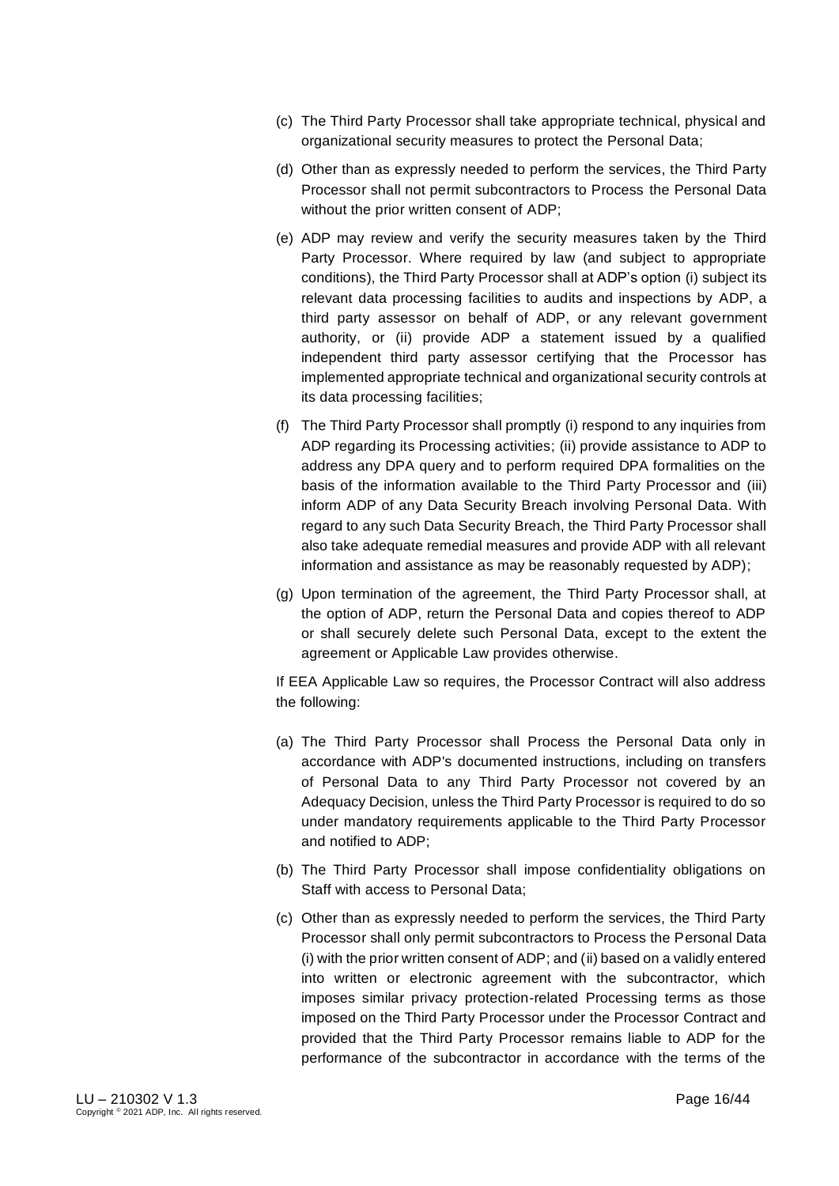(c) The Third Party Processor shall take appropriate technical, physical and organizational security measures to protect the Personal Data;

(d) Other than as expressly needed to perform the services, the Third Party Processor shall not permit subcontractors to Process the Personal Data without the prior written consent of ADP;

(e) ADP may review and verify the security measures taken by the Third Party Processor. Where required by law (and subject to appropriate conditions), the Third Party Processor shall at ADP's option (i) subject its relevant data processing facilities to audits and inspections by ADP, a third party assessor on behalf of ADP, or any relevant government authority, or (ii) provide ADP a statement issued by a qualified independent third party assessor certifying that the Processor has implemented appropriate technical and organizational security controls at its data processing facilities;

(f) The Third Party Processor shall promptly (i) respond to any inquiries from ADP regarding its Processing activities; (ii) provide assistance to ADP to address any DPA query and to perform required DPA formalities on the basis of the information available to the Third Party Processor and (iii) inform ADP of any Data Security Breach involving Personal Data. With regard to any such Data Security Breach, the Third Party Processor shall also take adequate remedial measures and provide ADP with all relevant information and assistance as may be reasonably requested by ADP);

(g) Upon termination of the agreement, the Third Party Processor shall, at the option of ADP, return the Personal Data and copies thereof to ADP or shall securely delete such Personal Data, except to the extent the agreement or Applicable Law provides otherwise.

If EEA Applicable Law so requires, the Processor Contract will also address the following:

(a) The Third Party Processor shall Process the Personal Data only in accordance with ADP's documented instructions, including on transfers of Personal Data to any Third Party Processor not covered by an Adequacy Decision, unless the Third Party Processor is required to do so under mandatory requirements applicable to the Third Party Processor and notified to ADP;

(b) The Third Party Processor shall impose confidentiality obligations on Staff with access to Personal Data;

(c) Other than as expressly needed to perform the services, the Third Party Processor shall only permit subcontractors to Process the Personal Data (i) with the prior written consent of ADP; and (ii) based on a validly entered into written or electronic agreement with the subcontractor, which imposes similar privacy protection-related Processing terms as those imposed on the Third Party Processor under the Processor Contract and provided that the Third Party Processor remains liable to ADP for the performance of the subcontractor in accordance with the terms of the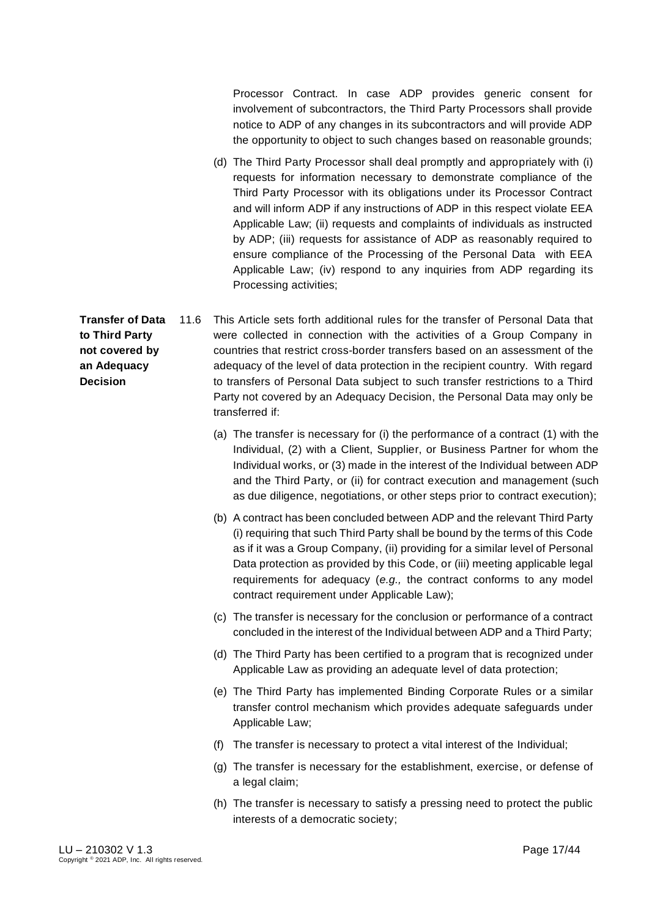Processor Contract. In case ADP provides generic consent for involvement of subcontractors, the Third Party Processors shall provide notice to ADP of any changes in its subcontractors and will provide ADP the opportunity to object to such changes based on reasonable grounds;

(d) The Third Party Processor shall deal promptly and appropriately with (i) requests for information necessary to demonstrate compliance of the Third Party Processor with its obligations under its Processor Contract and will inform ADP if any instructions of ADP in this respect violate EEA Applicable Law; (ii) requests and complaints of individuals as instructed by ADP; (iii) requests for assistance of ADP as reasonably required to ensure compliance of the Processing of the Personal Data with EEA Applicable Law; (iv) respond to any inquiries from ADP regarding its Processing activities;

**Transfer of Data to Third Party not covered by an Adequacy Decision**

11.6 This Article sets forth additional rules for the transfer of Personal Data that were collected in connection with the activities of a Group Company in countries that restrict cross-border transfers based on an assessment of the adequacy of the level of data protection in the recipient country. With regard to transfers of Personal Data subject to such transfer restrictions to a Third Party not covered by an Adequacy Decision, the Personal Data may only be transferred if:

(a) The transfer is necessary for (i) the performance of a contract (1) with the Individual, (2) with a Client, Supplier, or Business Partner for whom the Individual works, or (3) made in the interest of the Individual between ADP and the Third Party, or (ii) for contract execution and management (such as due diligence, negotiations, or other steps prior to contract execution);

(b) A contract has been concluded between ADP and the relevant Third Party (i) requiring that such Third Party shall be bound by the terms of this Code as if it was a Group Company, (ii) providing for a similar level of Personal Data protection as provided by this Code, or (iii) meeting applicable legal requirements for adequacy (*e.g.,* the contract conforms to any model contract requirement under Applicable Law);

(c) The transfer is necessary for the conclusion or performance of a contract concluded in the interest of the Individual between ADP and a Third Party;

(d) The Third Party has been certified to a program that is recognized under Applicable Law as providing an adequate level of data protection;

(e) The Third Party has implemented Binding Corporate Rules or a similar transfer control mechanism which provides adequate safeguards under Applicable Law;

(f) The transfer is necessary to protect a vital interest of the Individual;

(g) The transfer is necessary for the establishment, exercise, or defense of a legal claim;

(h) The transfer is necessary to satisfy a pressing need to protect the public interests of a democratic society;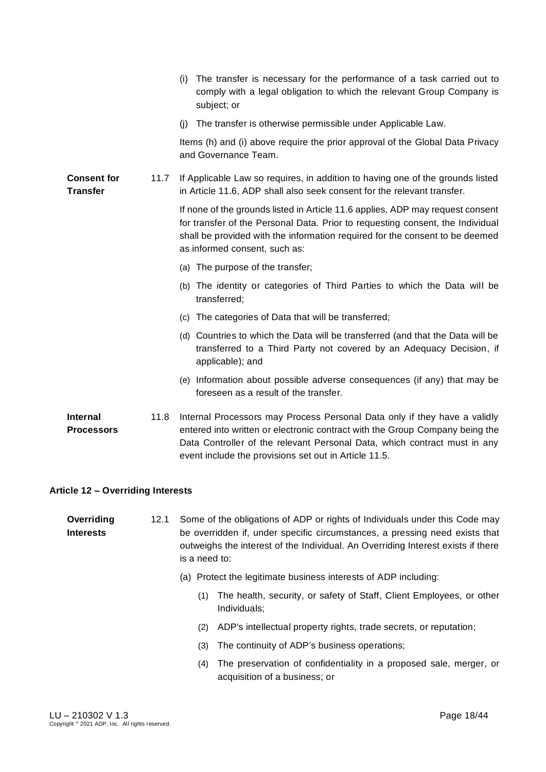(i) The transfer is necessary for the performance of a task carried out to comply with a legal obligation to which the relevant Group Company is subject; or

(j) The transfer is otherwise permissible under Applicable Law.

Items (h) and (i) above require the prior approval of the Global Data Privacy and Governance Team.

**Consent for Transfer**

11.7 If Applicable Law so requires, in addition to having one of the grounds listed in Article 11.6, ADP shall also seek consent for the relevant transfer.

If none of the grounds listed in Article 11.6 applies, ADP may request consent for transfer of the Personal Data. Prior to requesting consent, the Individual shall be provided with the information required for the consent to be deemed as informed consent, such as:

(a) The purpose of the transfer;

(b) The identity or categories of Third Parties to which the Data will be transferred;

(c) The categories of Data that will be transferred;

(d) Countries to which the Data will be transferred (and that the Data will be transferred to a Third Party not covered by an Adequacy Decision, if applicable); and

(e) Information about possible adverse consequences (if any) that may be foreseen as a result of the transfer.

**Internal Processors**

11.8 Internal Processors may Process Personal Data only if they have a validly entered into written or electronic contract with the Group Company being the Data Controller of the relevant Personal Data, which contract must in any event include the provisions set out in Article 11.5.

## Article 12 – Overriding Interests

**Overriding Interests**

12.1 Some of the obligations of ADP or rights of Individuals under this Code may be overridden if, under specific circumstances, a pressing need exists that outweighs the interest of the Individual. An Overriding Interest exists if there is a need to:

(a) Protect the legitimate business interests of ADP including:

(1) The health, security, or safety of Staff, Client Employees, or other Individuals;

(2) ADP's intellectual property rights, trade secrets, or reputation;

(3) The continuity of ADP's business operations;

(4) The preservation of confidentiality in a proposed sale, merger, or acquisition of a business; or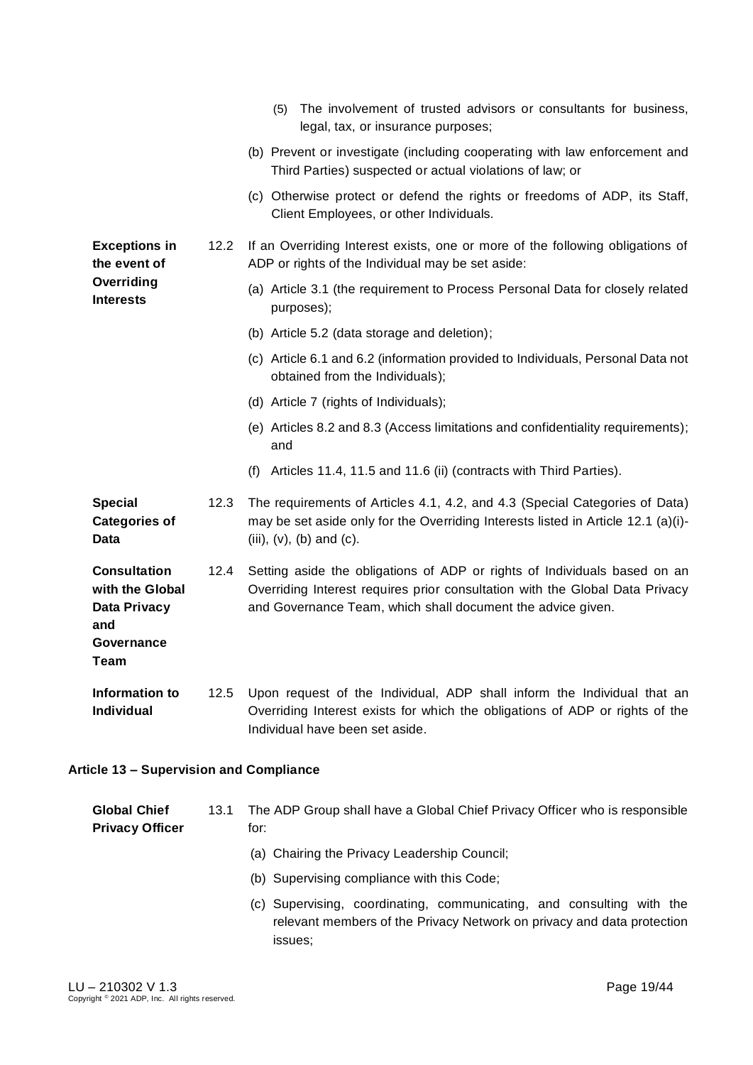(5) The involvement of trusted advisors or consultants for business, legal, tax, or insurance purposes;

(b) Prevent or investigate (including cooperating with law enforcement and Third Parties) suspected or actual violations of law; or

(c) Otherwise protect or defend the rights or freedoms of ADP, its Staff, Client Employees, or other Individuals.

**Exceptions in the event of Overriding Interests**

12.2 If an Overriding Interest exists, one or more of the following obligations of ADP or rights of the Individual may be set aside:

(a) Article 3.1 (the requirement to Process Personal Data for closely related purposes);

(b) Article 5.2 (data storage and deletion);

(c) Article 6.1 and 6.2 (information provided to Individuals, Personal Data not obtained from the Individuals);

(d) Article 7 (rights of Individuals);

(e) Articles 8.2 and 8.3 (Access limitations and confidentiality requirements); and

(f) Articles 11.4, 11.5 and 11.6 (ii) (contracts with Third Parties).

**Special Categories of Data**

12.3 The requirements of Articles 4.1, 4.2, and 4.3 (Special Categories of Data) may be set aside only for the Overriding Interests listed in Article 12.1 (a)(i)-(iii), (v), (b) and (c).

**Consultation with the Global Data Privacy and Governance Team**

12.4 Setting aside the obligations of ADP or rights of Individuals based on an Overriding Interest requires prior consultation with the Global Data Privacy and Governance Team, which shall document the advice given.

**Information to Individual**

12.5 Upon request of the Individual, ADP shall inform the Individual that an Overriding Interest exists for which the obligations of ADP or rights of the Individual have been set aside.

## Article 13 – Supervision and Compliance

**Global Chief Privacy Officer**

13.1 The ADP Group shall have a Global Chief Privacy Officer who is responsible for:

(a) Chairing the Privacy Leadership Council;

(b) Supervising compliance with this Code;

(c) Supervising, coordinating, communicating, and consulting with the relevant members of the Privacy Network on privacy and data protection issues;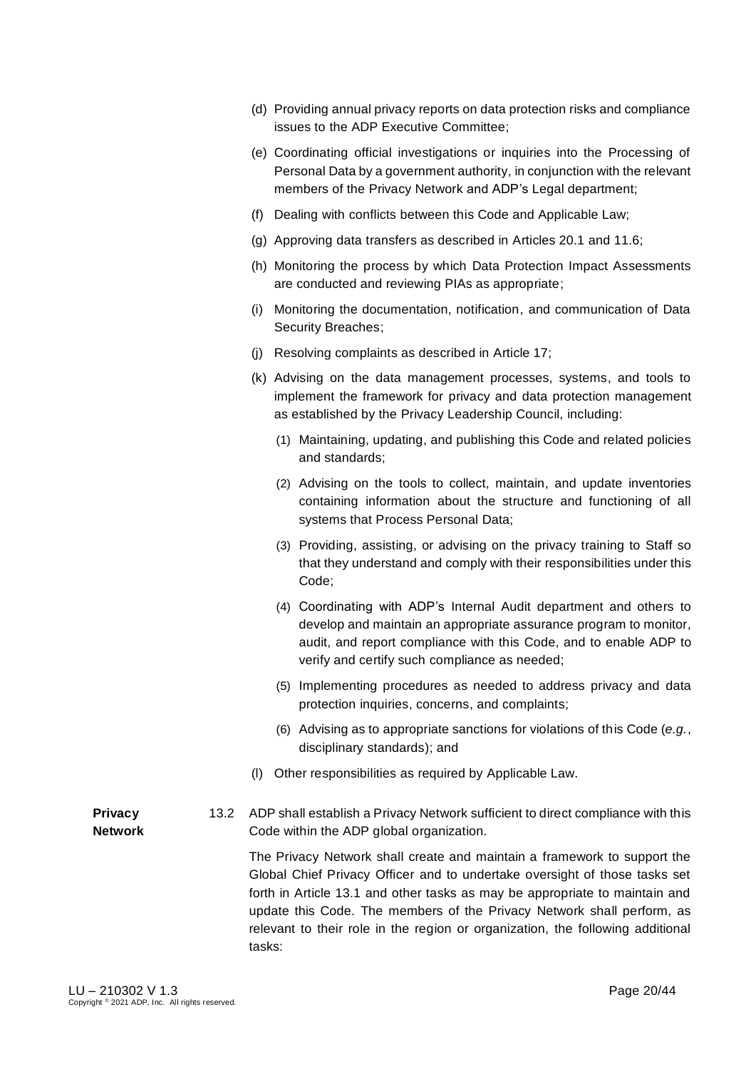(d) Providing annual privacy reports on data protection risks and compliance issues to the ADP Executive Committee;

(e) Coordinating official investigations or inquiries into the Processing of Personal Data by a government authority, in conjunction with the relevant members of the Privacy Network and ADP's Legal department;

(f) Dealing with conflicts between this Code and Applicable Law;

(g) Approving data transfers as described in Articles 20.1 and 11.6;

(h) Monitoring the process by which Data Protection Impact Assessments are conducted and reviewing PIAs as appropriate;

(i) Monitoring the documentation, notification, and communication of Data Security Breaches;

(j) Resolving complaints as described in Article 17;

(k) Advising on the data management processes, systems, and tools to implement the framework for privacy and data protection management as established by the Privacy Leadership Council, including:

  (1) Maintaining, updating, and publishing this Code and related policies and standards;

  (2) Advising on the tools to collect, maintain, and update inventories containing information about the structure and functioning of all systems that Process Personal Data;

  (3) Providing, assisting, or advising on the privacy training to Staff so that they understand and comply with their responsibilities under this Code;

  (4) Coordinating with ADP's Internal Audit department and others to develop and maintain an appropriate assurance program to monitor, audit, and report compliance with this Code, and to enable ADP to verify and certify such compliance as needed;

  (5) Implementing procedures as needed to address privacy and data protection inquiries, concerns, and complaints;

  (6) Advising as to appropriate sanctions for violations of this Code (*e.g.*, disciplinary standards); and

(l) Other responsibilities as required by Applicable Law.

**Privacy Network**

13.2 ADP shall establish a Privacy Network sufficient to direct compliance with this Code within the ADP global organization.

The Privacy Network shall create and maintain a framework to support the Global Chief Privacy Officer and to undertake oversight of those tasks set forth in Article 13.1 and other tasks as may be appropriate to maintain and update this Code. The members of the Privacy Network shall perform, as relevant to their role in the region or organization, the following additional tasks: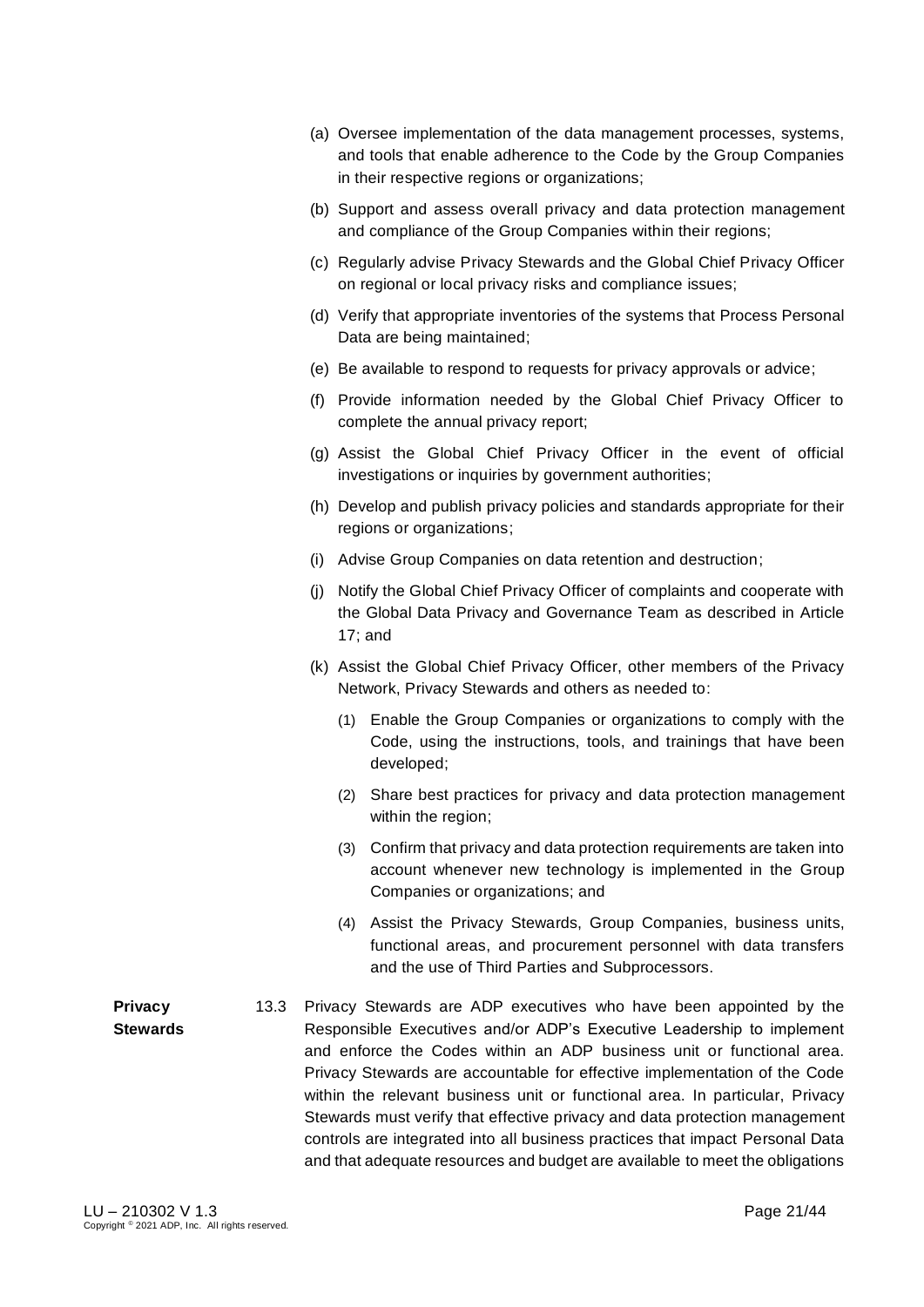(a) Oversee implementation of the data management processes, systems, and tools that enable adherence to the Code by the Group Companies in their respective regions or organizations;

(b) Support and assess overall privacy and data protection management and compliance of the Group Companies within their regions;

(c) Regularly advise Privacy Stewards and the Global Chief Privacy Officer on regional or local privacy risks and compliance issues;

(d) Verify that appropriate inventories of the systems that Process Personal Data are being maintained;

(e) Be available to respond to requests for privacy approvals or advice;

(f) Provide information needed by the Global Chief Privacy Officer to complete the annual privacy report;

(g) Assist the Global Chief Privacy Officer in the event of official investigations or inquiries by government authorities;

(h) Develop and publish privacy policies and standards appropriate for their regions or organizations;

(i) Advise Group Companies on data retention and destruction;

(j) Notify the Global Chief Privacy Officer of complaints and cooperate with the Global Data Privacy and Governance Team as described in Article 17; and

(k) Assist the Global Chief Privacy Officer, other members of the Privacy Network, Privacy Stewards and others as needed to:

   (1) Enable the Group Companies or organizations to comply with the Code, using the instructions, tools, and trainings that have been developed;

   (2) Share best practices for privacy and data protection management within the region;

   (3) Confirm that privacy and data protection requirements are taken into account whenever new technology is implemented in the Group Companies or organizations; and

   (4) Assist the Privacy Stewards, Group Companies, business units, functional areas, and procurement personnel with data transfers and the use of Third Parties and Subprocessors.

**Privacy Stewards**

13.3 Privacy Stewards are ADP executives who have been appointed by the Responsible Executives and/or ADP's Executive Leadership to implement and enforce the Codes within an ADP business unit or functional area. Privacy Stewards are accountable for effective implementation of the Code within the relevant business unit or functional area. In particular, Privacy Stewards must verify that effective privacy and data protection management controls are integrated into all business practices that impact Personal Data and that adequate resources and budget are available to meet the obligations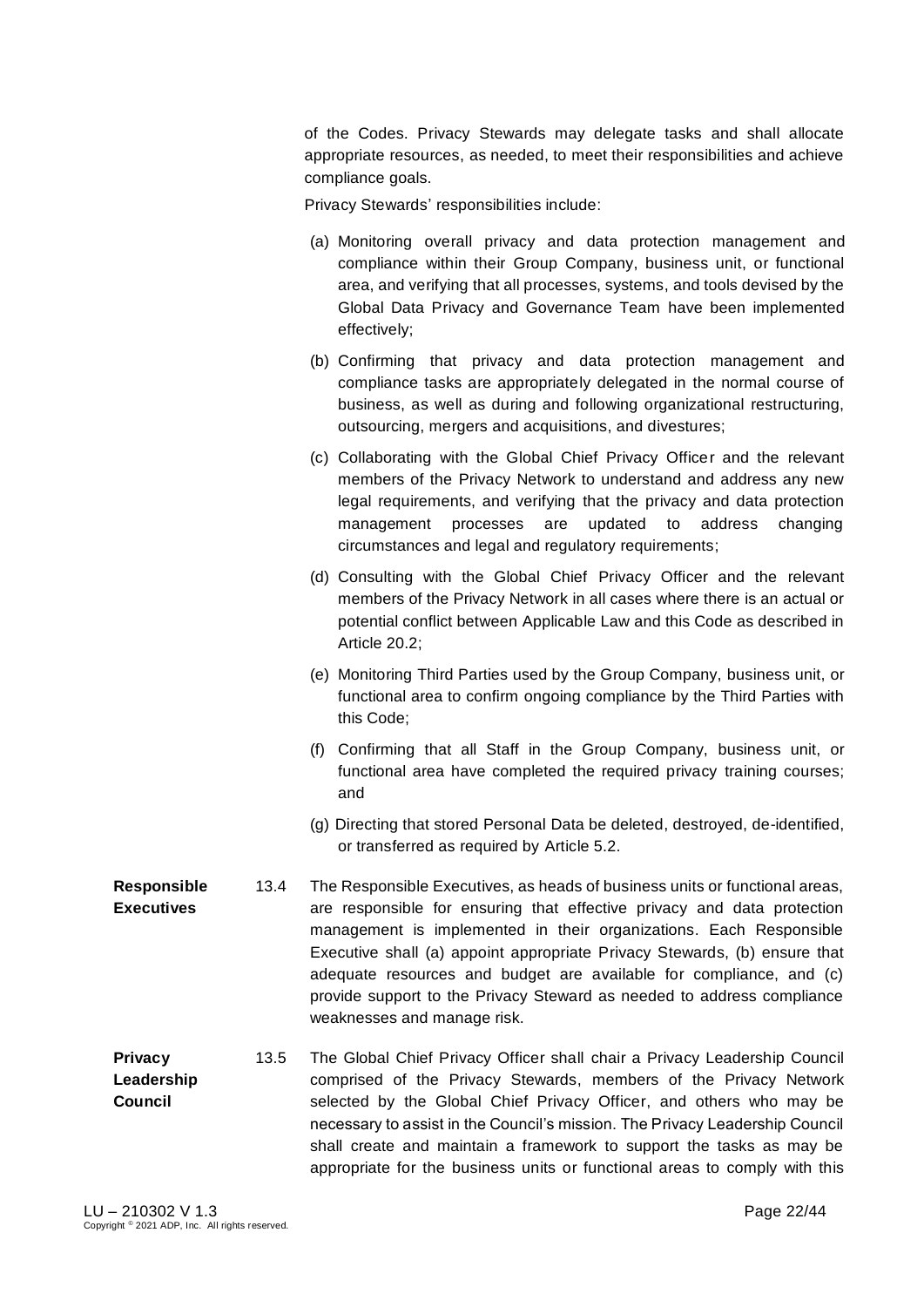of the Codes. Privacy Stewards may delegate tasks and shall allocate appropriate resources, as needed, to meet their responsibilities and achieve compliance goals.

Privacy Stewards' responsibilities include:

(a) Monitoring overall privacy and data protection management and compliance within their Group Company, business unit, or functional area, and verifying that all processes, systems, and tools devised by the Global Data Privacy and Governance Team have been implemented effectively;

(b) Confirming that privacy and data protection management and compliance tasks are appropriately delegated in the normal course of business, as well as during and following organizational restructuring, outsourcing, mergers and acquisitions, and divestures;

(c) Collaborating with the Global Chief Privacy Officer and the relevant members of the Privacy Network to understand and address any new legal requirements, and verifying that the privacy and data protection management processes are updated to address changing circumstances and legal and regulatory requirements;

(d) Consulting with the Global Chief Privacy Officer and the relevant members of the Privacy Network in all cases where there is an actual or potential conflict between Applicable Law and this Code as described in Article 20.2;

(e) Monitoring Third Parties used by the Group Company, business unit, or functional area to confirm ongoing compliance by the Third Parties with this Code;

(f) Confirming that all Staff in the Group Company, business unit, or functional area have completed the required privacy training courses; and

(g) Directing that stored Personal Data be deleted, destroyed, de-identified, or transferred as required by Article 5.2.

**Responsible Executives**

13.4 The Responsible Executives, as heads of business units or functional areas, are responsible for ensuring that effective privacy and data protection management is implemented in their organizations. Each Responsible Executive shall (a) appoint appropriate Privacy Stewards, (b) ensure that adequate resources and budget are available for compliance, and (c) provide support to the Privacy Steward as needed to address compliance weaknesses and manage risk.

**Privacy Leadership Council**

13.5 The Global Chief Privacy Officer shall chair a Privacy Leadership Council comprised of the Privacy Stewards, members of the Privacy Network selected by the Global Chief Privacy Officer, and others who may be necessary to assist in the Council's mission. The Privacy Leadership Council shall create and maintain a framework to support the tasks as may be appropriate for the business units or functional areas to comply with this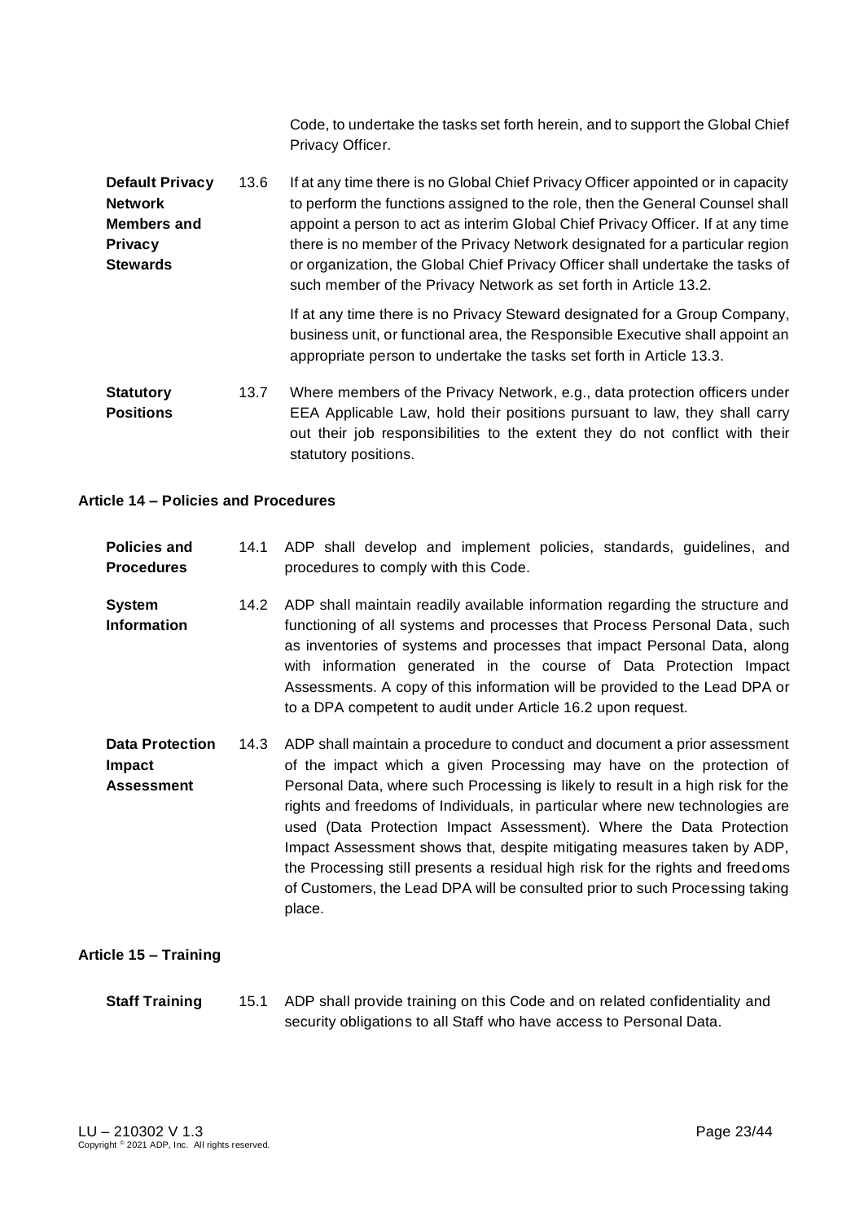Code, to undertake the tasks set forth herein, and to support the Global Chief Privacy Officer.

**Default Privacy Network Members and Privacy Stewards**

13.6 If at any time there is no Global Chief Privacy Officer appointed or in capacity to perform the functions assigned to the role, then the General Counsel shall appoint a person to act as interim Global Chief Privacy Officer. If at any time there is no member of the Privacy Network designated for a particular region or organization, the Global Chief Privacy Officer shall undertake the tasks of such member of the Privacy Network as set forth in Article 13.2.

If at any time there is no Privacy Steward designated for a Group Company, business unit, or functional area, the Responsible Executive shall appoint an appropriate person to undertake the tasks set forth in Article 13.3.

**Statutory Positions**

13.7 Where members of the Privacy Network, e.g., data protection officers under EEA Applicable Law, hold their positions pursuant to law, they shall carry out their job responsibilities to the extent they do not conflict with their statutory positions.

## Article 14 – Policies and Procedures

**Policies and Procedures**

14.1 ADP shall develop and implement policies, standards, guidelines, and procedures to comply with this Code.

**System Information**

14.2 ADP shall maintain readily available information regarding the structure and functioning of all systems and processes that Process Personal Data, such as inventories of systems and processes that impact Personal Data, along with information generated in the course of Data Protection Impact Assessments. A copy of this information will be provided to the Lead DPA or to a DPA competent to audit under Article 16.2 upon request.

**Data Protection Impact Assessment**

14.3 ADP shall maintain a procedure to conduct and document a prior assessment of the impact which a given Processing may have on the protection of Personal Data, where such Processing is likely to result in a high risk for the rights and freedoms of Individuals, in particular where new technologies are used (Data Protection Impact Assessment). Where the Data Protection Impact Assessment shows that, despite mitigating measures taken by ADP, the Processing still presents a residual high risk for the rights and freedoms of Customers, the Lead DPA will be consulted prior to such Processing taking place.

## Article 15 – Training

**Staff Training**

15.1 ADP shall provide training on this Code and on related confidentiality and security obligations to all Staff who have access to Personal Data.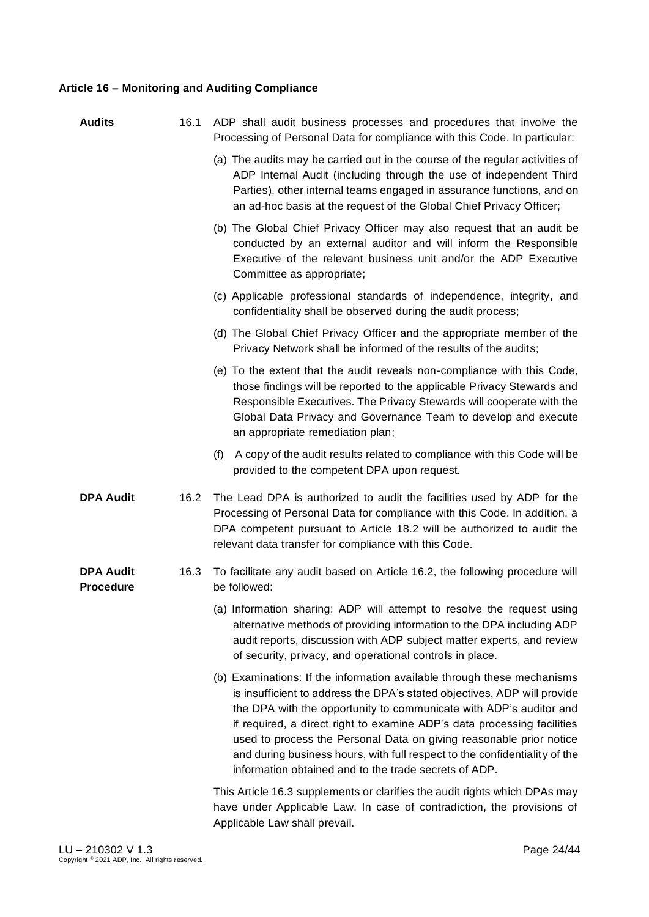### Article 16 – Monitoring and Auditing Compliance

**Audits**

16.1 ADP shall audit business processes and procedures that involve the Processing of Personal Data for compliance with this Code. In particular:

(a) The audits may be carried out in the course of the regular activities of ADP Internal Audit (including through the use of independent Third Parties), other internal teams engaged in assurance functions, and on an ad-hoc basis at the request of the Global Chief Privacy Officer;

(b) The Global Chief Privacy Officer may also request that an audit be conducted by an external auditor and will inform the Responsible Executive of the relevant business unit and/or the ADP Executive Committee as appropriate;

(c) Applicable professional standards of independence, integrity, and confidentiality shall be observed during the audit process;

(d) The Global Chief Privacy Officer and the appropriate member of the Privacy Network shall be informed of the results of the audits;

(e) To the extent that the audit reveals non-compliance with this Code, those findings will be reported to the applicable Privacy Stewards and Responsible Executives. The Privacy Stewards will cooperate with the Global Data Privacy and Governance Team to develop and execute an appropriate remediation plan;

(f) A copy of the audit results related to compliance with this Code will be provided to the competent DPA upon request.

**DPA Audit**

16.2 The Lead DPA is authorized to audit the facilities used by ADP for the Processing of Personal Data for compliance with this Code. In addition, a DPA competent pursuant to Article 18.2 will be authorized to audit the relevant data transfer for compliance with this Code.

**DPA Audit Procedure**

16.3 To facilitate any audit based on Article 16.2, the following procedure will be followed:

(a) Information sharing: ADP will attempt to resolve the request using alternative methods of providing information to the DPA including ADP audit reports, discussion with ADP subject matter experts, and review of security, privacy, and operational controls in place.

(b) Examinations: If the information available through these mechanisms is insufficient to address the DPA's stated objectives, ADP will provide the DPA with the opportunity to communicate with ADP's auditor and if required, a direct right to examine ADP's data processing facilities used to process the Personal Data on giving reasonable prior notice and during business hours, with full respect to the confidentiality of the information obtained and to the trade secrets of ADP.

This Article 16.3 supplements or clarifies the audit rights which DPAs may have under Applicable Law. In case of contradiction, the provisions of Applicable Law shall prevail.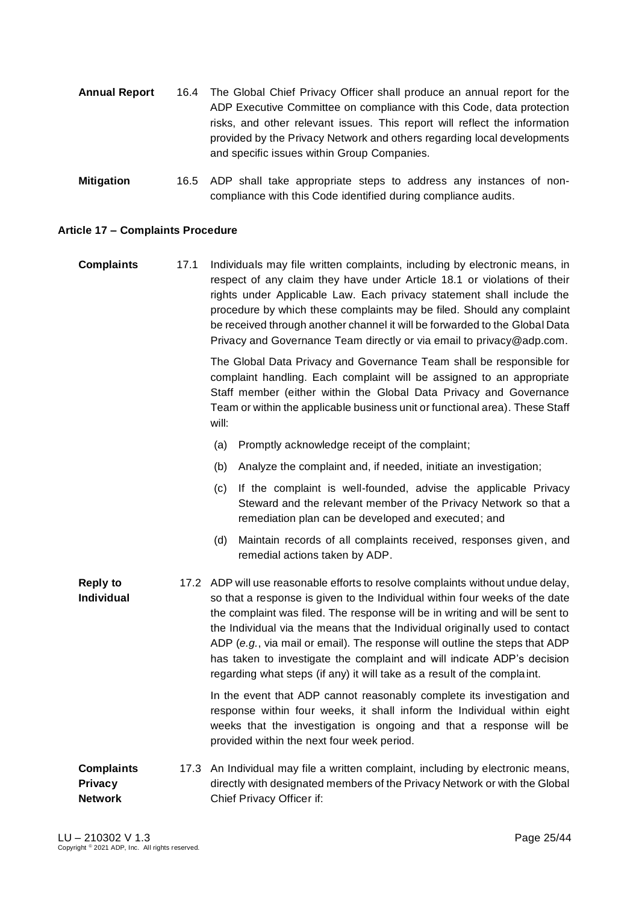**Annual Report** 16.4 The Global Chief Privacy Officer shall produce an annual report for the ADP Executive Committee on compliance with this Code, data protection risks, and other relevant issues. This report will reflect the information provided by the Privacy Network and others regarding local developments and specific issues within Group Companies.

**Mitigation** 16.5 ADP shall take appropriate steps to address any instances of non-compliance with this Code identified during compliance audits.

### Article 17 – Complaints Procedure

**Complaints** 17.1 Individuals may file written complaints, including by electronic means, in respect of any claim they have under Article 18.1 or violations of their rights under Applicable Law. Each privacy statement shall include the procedure by which these complaints may be filed. Should any complaint be received through another channel it will be forwarded to the Global Data Privacy and Governance Team directly or via email to privacy@adp.com.

The Global Data Privacy and Governance Team shall be responsible for complaint handling. Each complaint will be assigned to an appropriate Staff member (either within the Global Data Privacy and Governance Team or within the applicable business unit or functional area). These Staff will:

(a) Promptly acknowledge receipt of the complaint;

(b) Analyze the complaint and, if needed, initiate an investigation;

(c) If the complaint is well-founded, advise the applicable Privacy Steward and the relevant member of the Privacy Network so that a remediation plan can be developed and executed; and

(d) Maintain records of all complaints received, responses given, and remedial actions taken by ADP.

**Reply to Individual** 17.2 ADP will use reasonable efforts to resolve complaints without undue delay, so that a response is given to the Individual within four weeks of the date the complaint was filed. The response will be in writing and will be sent to the Individual via the means that the Individual originally used to contact ADP (*e.g.*, via mail or email). The response will outline the steps that ADP has taken to investigate the complaint and will indicate ADP's decision regarding what steps (if any) it will take as a result of the complaint.

In the event that ADP cannot reasonably complete its investigation and response within four weeks, it shall inform the Individual within eight weeks that the investigation is ongoing and that a response will be provided within the next four week period.

**Complaints Privacy Network** 17.3 An Individual may file a written complaint, including by electronic means, directly with designated members of the Privacy Network or with the Global Chief Privacy Officer if: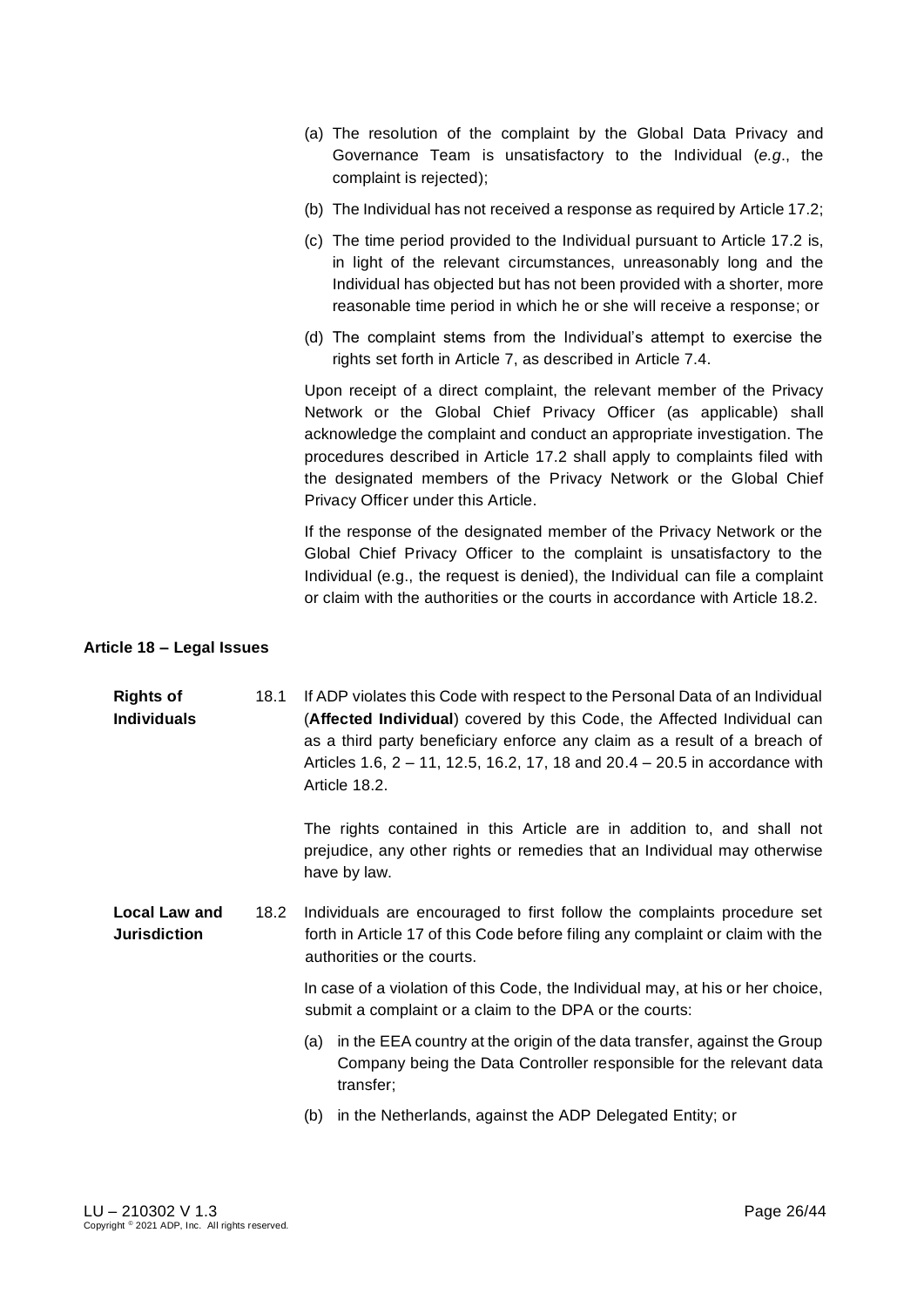(a) The resolution of the complaint by the Global Data Privacy and Governance Team is unsatisfactory to the Individual (*e.g*., the complaint is rejected);

(b) The Individual has not received a response as required by Article 17.2;

(c) The time period provided to the Individual pursuant to Article 17.2 is, in light of the relevant circumstances, unreasonably long and the Individual has objected but has not been provided with a shorter, more reasonable time period in which he or she will receive a response; or

(d) The complaint stems from the Individual's attempt to exercise the rights set forth in Article 7, as described in Article 7.4.

Upon receipt of a direct complaint, the relevant member of the Privacy Network or the Global Chief Privacy Officer (as applicable) shall acknowledge the complaint and conduct an appropriate investigation. The procedures described in Article 17.2 shall apply to complaints filed with the designated members of the Privacy Network or the Global Chief Privacy Officer under this Article.

If the response of the designated member of the Privacy Network or the Global Chief Privacy Officer to the complaint is unsatisfactory to the Individual (e.g., the request is denied), the Individual can file a complaint or claim with the authorities or the courts in accordance with Article 18.2.

## Article 18 – Legal Issues

**Rights of Individuals**

18.1 If ADP violates this Code with respect to the Personal Data of an Individual (**Affected Individual**) covered by this Code, the Affected Individual can as a third party beneficiary enforce any claim as a result of a breach of Articles 1.6, 2 – 11, 12.5, 16.2, 17, 18 and 20.4 – 20.5 in accordance with Article 18.2.

The rights contained in this Article are in addition to, and shall not prejudice, any other rights or remedies that an Individual may otherwise have by law.

**Local Law and Jurisdiction**

18.2 Individuals are encouraged to first follow the complaints procedure set forth in Article 17 of this Code before filing any complaint or claim with the authorities or the courts.

In case of a violation of this Code, the Individual may, at his or her choice, submit a complaint or a claim to the DPA or the courts:

(a) in the EEA country at the origin of the data transfer, against the Group Company being the Data Controller responsible for the relevant data transfer;

(b) in the Netherlands, against the ADP Delegated Entity; or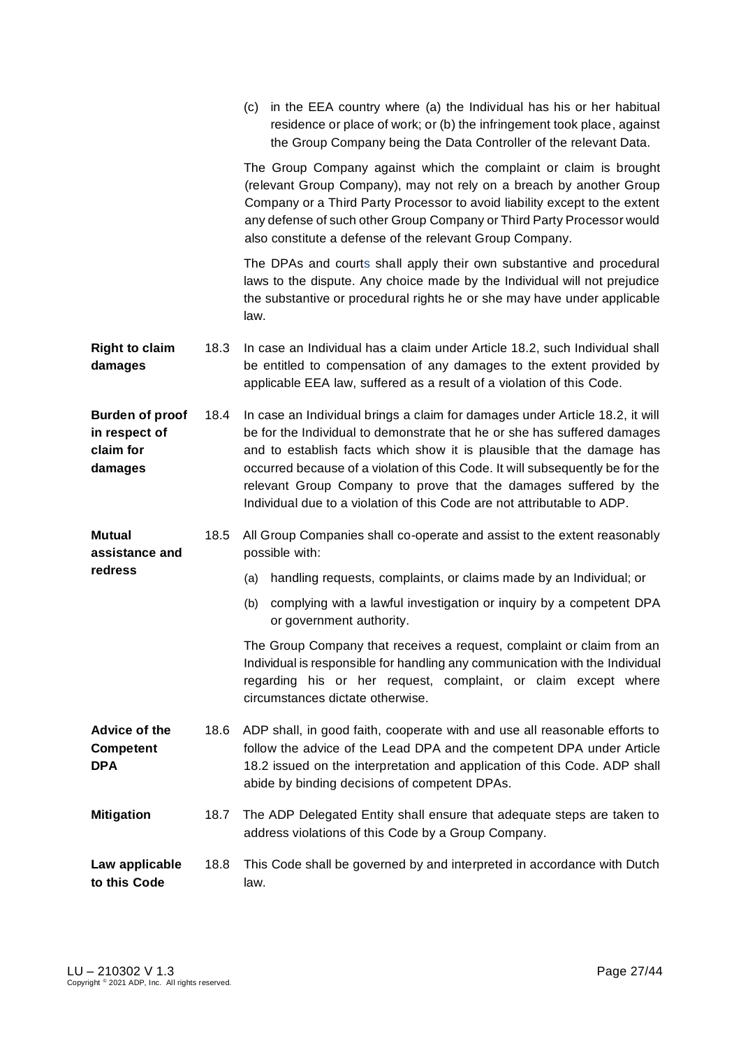(c) in the EEA country where (a) the Individual has his or her habitual residence or place of work; or (b) the infringement took place, against the Group Company being the Data Controller of the relevant Data.

The Group Company against which the complaint or claim is brought (relevant Group Company), may not rely on a breach by another Group Company or a Third Party Processor to avoid liability except to the extent any defense of such other Group Company or Third Party Processor would also constitute a defense of the relevant Group Company.

The DPAs and courts shall apply their own substantive and procedural laws to the dispute. Any choice made by the Individual will not prejudice the substantive or procedural rights he or she may have under applicable law.

**Right to claim damages**

18.3 In case an Individual has a claim under Article 18.2, such Individual shall be entitled to compensation of any damages to the extent provided by applicable EEA law, suffered as a result of a violation of this Code.

**Burden of proof in respect of claim for damages**

18.4 In case an Individual brings a claim for damages under Article 18.2, it will be for the Individual to demonstrate that he or she has suffered damages and to establish facts which show it is plausible that the damage has occurred because of a violation of this Code. It will subsequently be for the relevant Group Company to prove that the damages suffered by the Individual due to a violation of this Code are not attributable to ADP.

**Mutual assistance and redress**

18.5 All Group Companies shall co-operate and assist to the extent reasonably possible with:

(a) handling requests, complaints, or claims made by an Individual; or

(b) complying with a lawful investigation or inquiry by a competent DPA or government authority.

The Group Company that receives a request, complaint or claim from an Individual is responsible for handling any communication with the Individual regarding his or her request, complaint, or claim except where circumstances dictate otherwise.

**Advice of the Competent DPA**

18.6 ADP shall, in good faith, cooperate with and use all reasonable efforts to follow the advice of the Lead DPA and the competent DPA under Article 18.2 issued on the interpretation and application of this Code. ADP shall abide by binding decisions of competent DPAs.

**Mitigation**

18.7 The ADP Delegated Entity shall ensure that adequate steps are taken to address violations of this Code by a Group Company.

**Law applicable to this Code**

18.8 This Code shall be governed by and interpreted in accordance with Dutch law.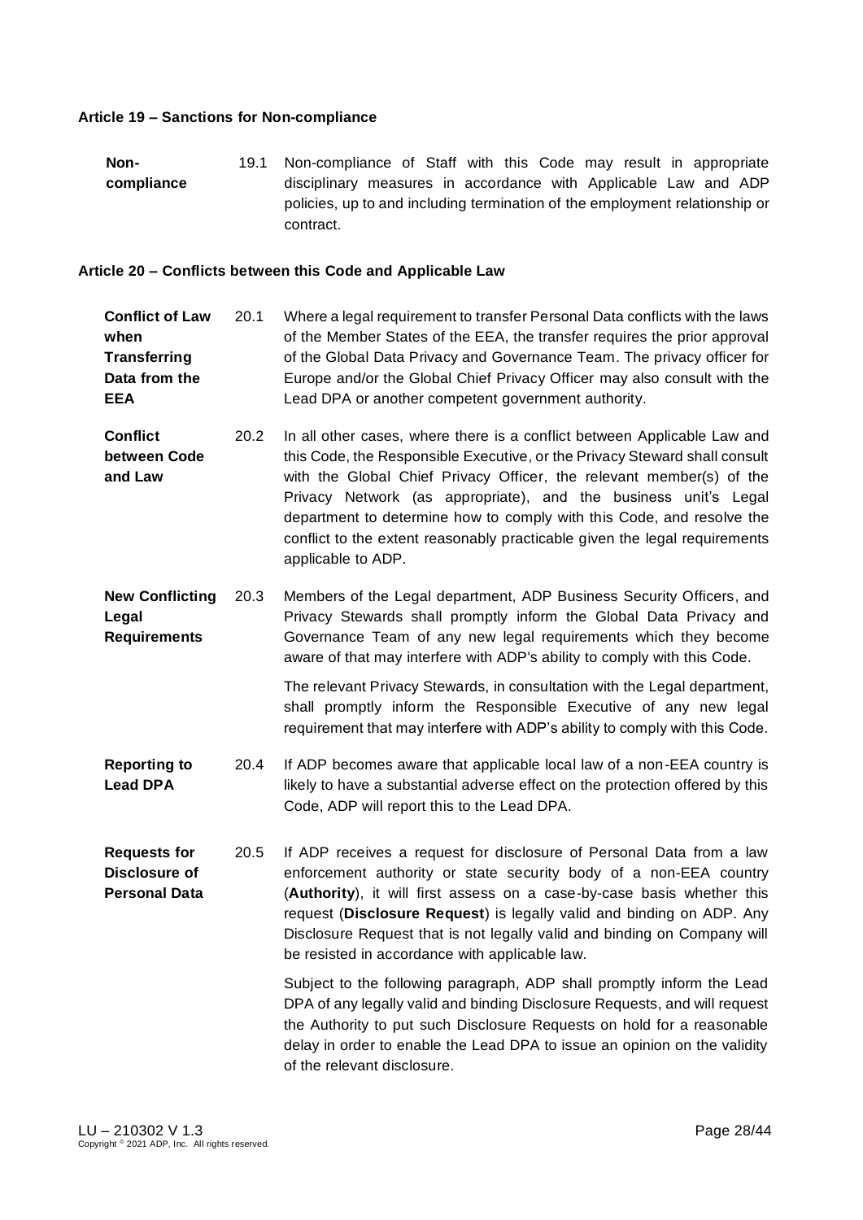### Article 19 – Sanctions for Non-compliance

**Non-compliance** 19.1 Non-compliance of Staff with this Code may result in appropriate disciplinary measures in accordance with Applicable Law and ADP policies, up to and including termination of the employment relationship or contract.

### Article 20 – Conflicts between this Code and Applicable Law

**Conflict of Law when Transferring Data from the EEA** 20.1 Where a legal requirement to transfer Personal Data conflicts with the laws of the Member States of the EEA, the transfer requires the prior approval of the Global Data Privacy and Governance Team. The privacy officer for Europe and/or the Global Chief Privacy Officer may also consult with the Lead DPA or another competent government authority.

**Conflict between Code and Law** 20.2 In all other cases, where there is a conflict between Applicable Law and this Code, the Responsible Executive, or the Privacy Steward shall consult with the Global Chief Privacy Officer, the relevant member(s) of the Privacy Network (as appropriate), and the business unit's Legal department to determine how to comply with this Code, and resolve the conflict to the extent reasonably practicable given the legal requirements applicable to ADP.

**New Conflicting Legal Requirements** 20.3 Members of the Legal department, ADP Business Security Officers, and Privacy Stewards shall promptly inform the Global Data Privacy and Governance Team of any new legal requirements which they become aware of that may interfere with ADP's ability to comply with this Code.

The relevant Privacy Stewards, in consultation with the Legal department, shall promptly inform the Responsible Executive of any new legal requirement that may interfere with ADP's ability to comply with this Code.

**Reporting to Lead DPA** 20.4 If ADP becomes aware that applicable local law of a non-EEA country is likely to have a substantial adverse effect on the protection offered by this Code, ADP will report this to the Lead DPA.

**Requests for Disclosure of Personal Data** 20.5 If ADP receives a request for disclosure of Personal Data from a law enforcement authority or state security body of a non-EEA country (**Authority**), it will first assess on a case-by-case basis whether this request (**Disclosure Request**) is legally valid and binding on ADP. Any Disclosure Request that is not legally valid and binding on Company will be resisted in accordance with applicable law.

Subject to the following paragraph, ADP shall promptly inform the Lead DPA of any legally valid and binding Disclosure Requests, and will request the Authority to put such Disclosure Requests on hold for a reasonable delay in order to enable the Lead DPA to issue an opinion on the validity of the relevant disclosure.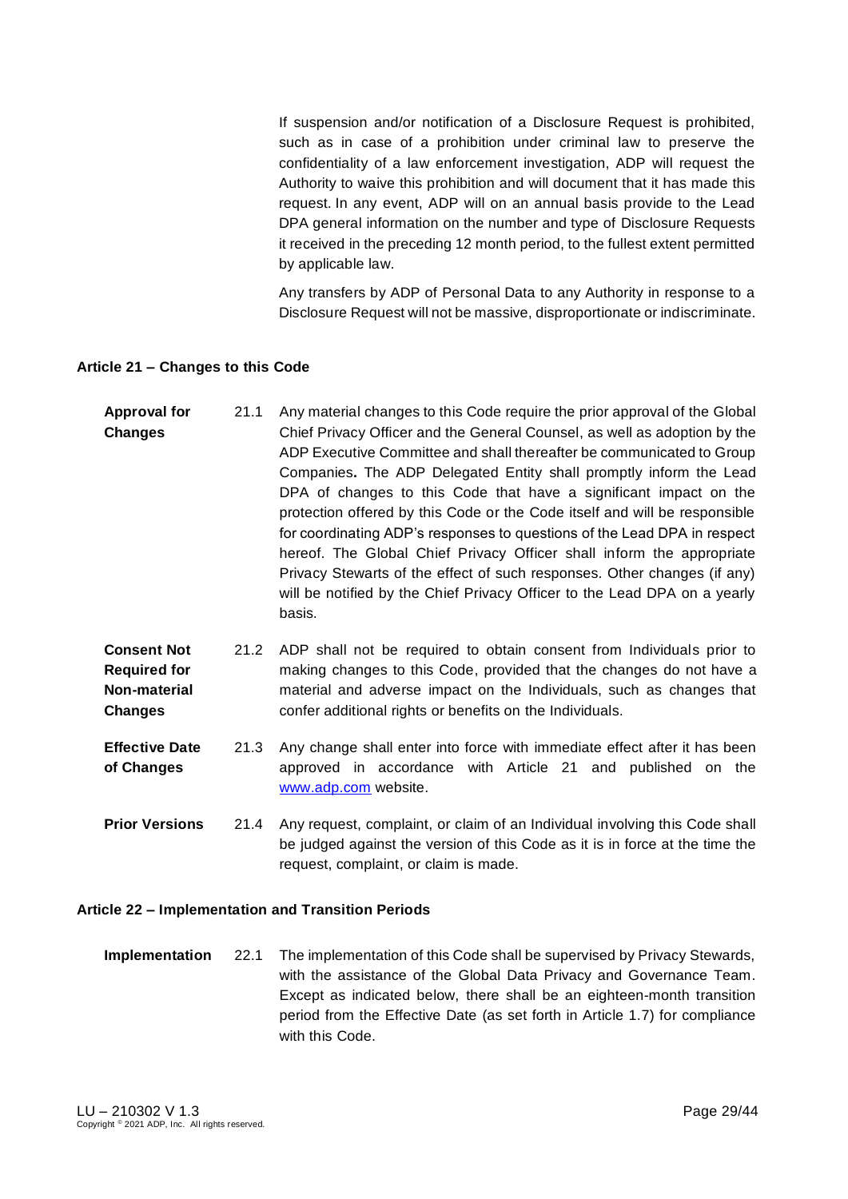If suspension and/or notification of a Disclosure Request is prohibited, such as in case of a prohibition under criminal law to preserve the confidentiality of a law enforcement investigation, ADP will request the Authority to waive this prohibition and will document that it has made this request. In any event, ADP will on an annual basis provide to the Lead DPA general information on the number and type of Disclosure Requests it received in the preceding 12 month period, to the fullest extent permitted by applicable law.

Any transfers by ADP of Personal Data to any Authority in response to a Disclosure Request will not be massive, disproportionate or indiscriminate.

### Article 21 – Changes to this Code

**Approval for Changes**

21.1 Any material changes to this Code require the prior approval of the Global Chief Privacy Officer and the General Counsel, as well as adoption by the ADP Executive Committee and shall thereafter be communicated to Group Companies**.** The ADP Delegated Entity shall promptly inform the Lead DPA of changes to this Code that have a significant impact on the protection offered by this Code or the Code itself and will be responsible for coordinating ADP's responses to questions of the Lead DPA in respect hereof. The Global Chief Privacy Officer shall inform the appropriate Privacy Stewarts of the effect of such responses. Other changes (if any) will be notified by the Chief Privacy Officer to the Lead DPA on a yearly basis.

**Consent Not Required for Non-material Changes**

21.2 ADP shall not be required to obtain consent from Individuals prior to making changes to this Code, provided that the changes do not have a material and adverse impact on the Individuals, such as changes that confer additional rights or benefits on the Individuals.

**Effective Date of Changes**

21.3 Any change shall enter into force with immediate effect after it has been approved in accordance with Article 21 and published on the www.adp.com website.

**Prior Versions**

21.4 Any request, complaint, or claim of an Individual involving this Code shall be judged against the version of this Code as it is in force at the time the request, complaint, or claim is made.

### Article 22 – Implementation and Transition Periods

**Implementation**

22.1 The implementation of this Code shall be supervised by Privacy Stewards, with the assistance of the Global Data Privacy and Governance Team. Except as indicated below, there shall be an eighteen-month transition period from the Effective Date (as set forth in Article 1.7) for compliance with this Code.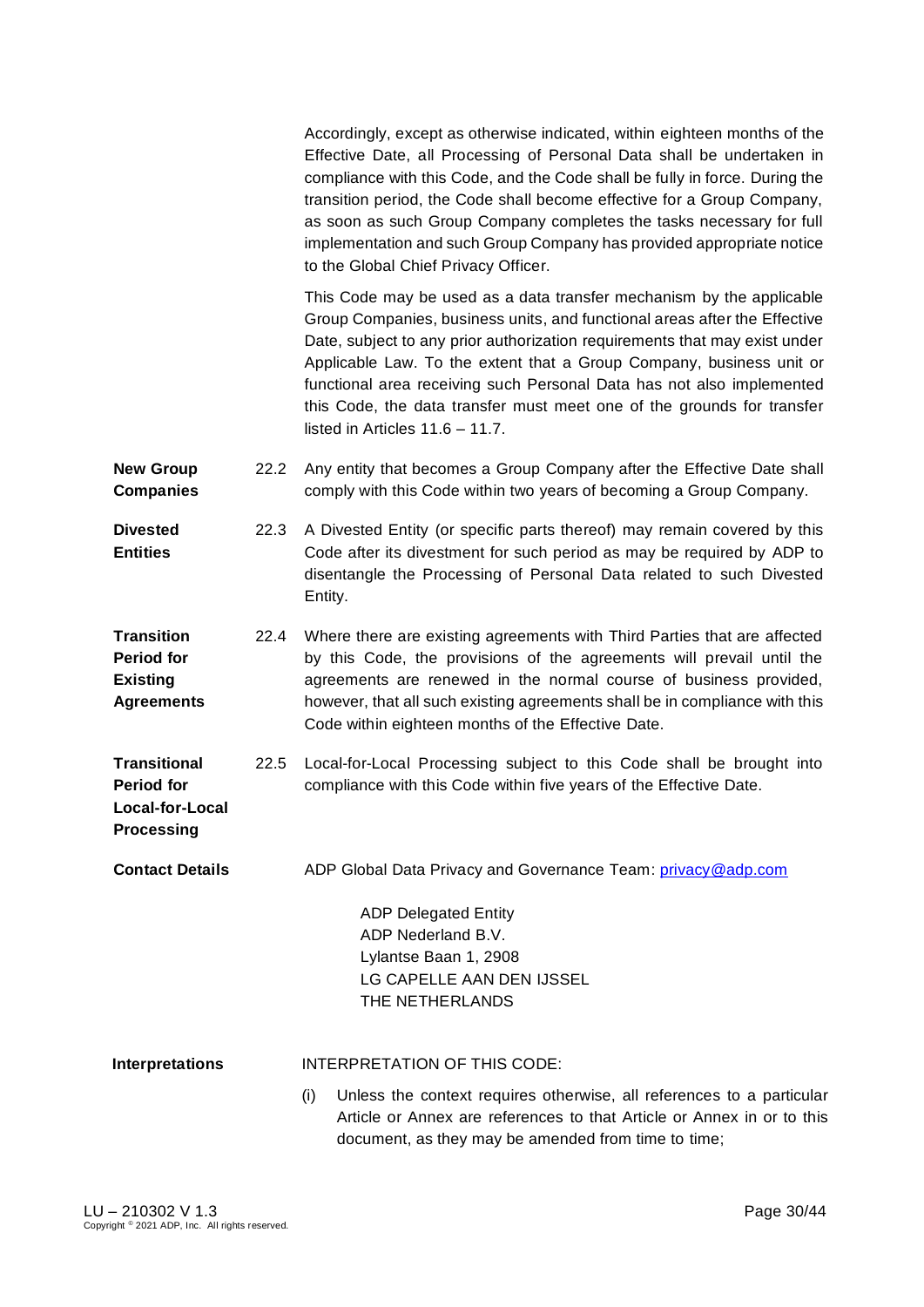Accordingly, except as otherwise indicated, within eighteen months of the Effective Date, all Processing of Personal Data shall be undertaken in compliance with this Code, and the Code shall be fully in force. During the transition period, the Code shall become effective for a Group Company, as soon as such Group Company completes the tasks necessary for full implementation and such Group Company has provided appropriate notice to the Global Chief Privacy Officer.

This Code may be used as a data transfer mechanism by the applicable Group Companies, business units, and functional areas after the Effective Date, subject to any prior authorization requirements that may exist under Applicable Law. To the extent that a Group Company, business unit or functional area receiving such Personal Data has not also implemented this Code, the data transfer must meet one of the grounds for transfer listed in Articles 11.6 – 11.7.

**New Group Companies**

22.2 Any entity that becomes a Group Company after the Effective Date shall comply with this Code within two years of becoming a Group Company.

**Divested Entities**

22.3 A Divested Entity (or specific parts thereof) may remain covered by this Code after its divestment for such period as may be required by ADP to disentangle the Processing of Personal Data related to such Divested Entity.

**Transition Period for Existing Agreements**

22.4 Where there are existing agreements with Third Parties that are affected by this Code, the provisions of the agreements will prevail until the agreements are renewed in the normal course of business provided, however, that all such existing agreements shall be in compliance with this Code within eighteen months of the Effective Date.

**Transitional Period for Local-for-Local Processing**

22.5 Local-for-Local Processing subject to this Code shall be brought into compliance with this Code within five years of the Effective Date.

**Contact Details**

ADP Global Data Privacy and Governance Team: privacy@adp.com

ADP Delegated Entity
ADP Nederland B.V.
Lylantse Baan 1, 2908
LG CAPELLE AAN DEN IJSSEL
THE NETHERLANDS

**Interpretations**

INTERPRETATION OF THIS CODE:

(i) Unless the context requires otherwise, all references to a particular Article or Annex are references to that Article or Annex in or to this document, as they may be amended from time to time;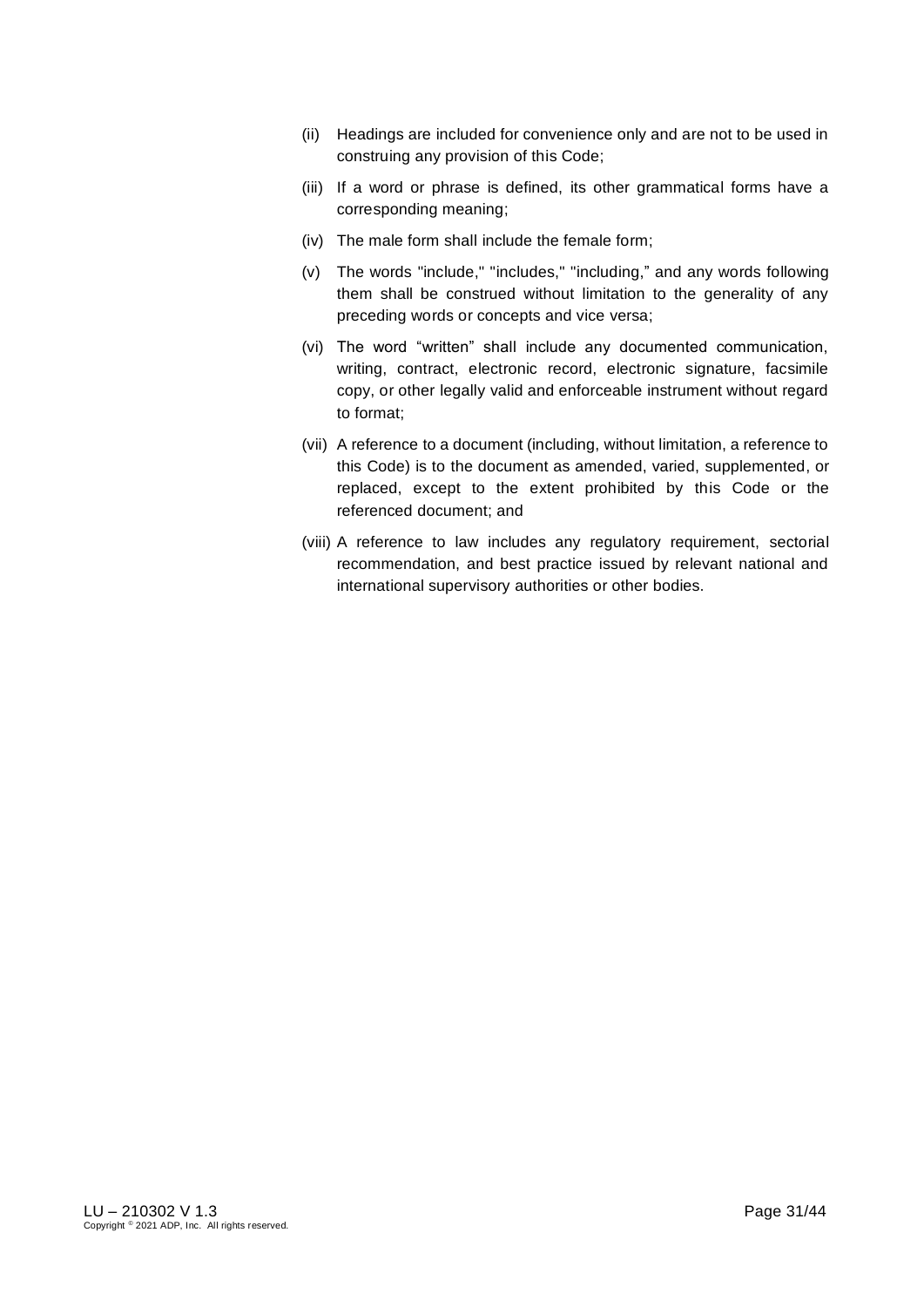(ii) Headings are included for convenience only and are not to be used in construing any provision of this Code;

(iii) If a word or phrase is defined, its other grammatical forms have a corresponding meaning;

(iv) The male form shall include the female form;

(v) The words "include," "includes," "including," and any words following them shall be construed without limitation to the generality of any preceding words or concepts and vice versa;

(vi) The word "written" shall include any documented communication, writing, contract, electronic record, electronic signature, facsimile copy, or other legally valid and enforceable instrument without regard to format;

(vii) A reference to a document (including, without limitation, a reference to this Code) is to the document as amended, varied, supplemented, or replaced, except to the extent prohibited by this Code or the referenced document; and

(viii) A reference to law includes any regulatory requirement, sectorial recommendation, and best practice issued by relevant national and international supervisory authorities or other bodies.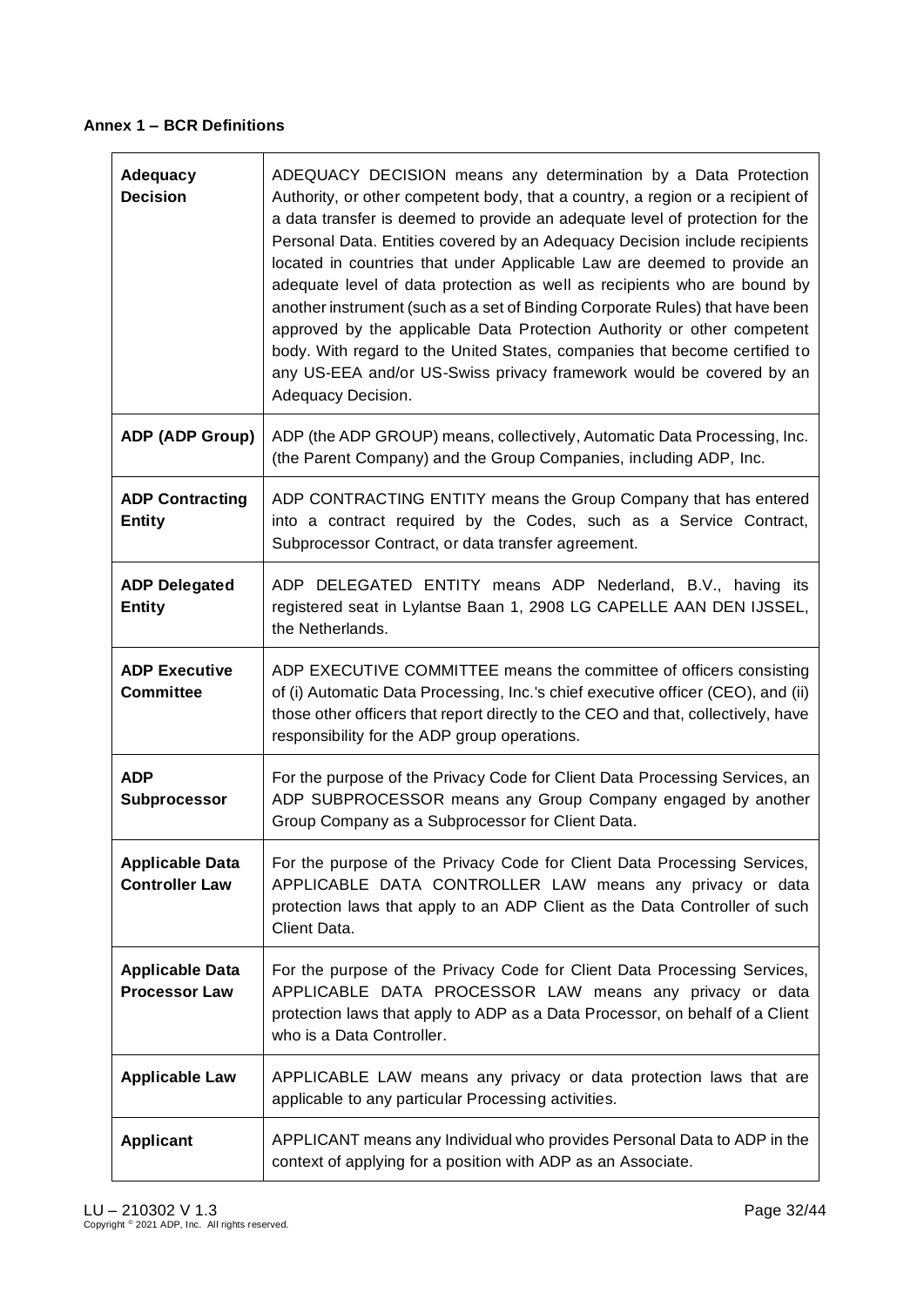**Annex 1 – BCR Definitions**

| | |
|---|---|
| **Adequacy Decision** | ADEQUACY DECISION means any determination by a Data Protection Authority, or other competent body, that a country, a region or a recipient of a data transfer is deemed to provide an adequate level of protection for the Personal Data. Entities covered by an Adequacy Decision include recipients located in countries that under Applicable Law are deemed to provide an adequate level of data protection as well as recipients who are bound by another instrument (such as a set of Binding Corporate Rules) that have been approved by the applicable Data Protection Authority or other competent body. With regard to the United States, companies that become certified to any US-EEA and/or US-Swiss privacy framework would be covered by an Adequacy Decision. |
| **ADP (ADP Group)** | ADP (the ADP GROUP) means, collectively, Automatic Data Processing, Inc. (the Parent Company) and the Group Companies, including ADP, Inc. |
| **ADP Contracting Entity** | ADP CONTRACTING ENTITY means the Group Company that has entered into a contract required by the Codes, such as a Service Contract, Subprocessor Contract, or data transfer agreement. |
| **ADP Delegated Entity** | ADP DELEGATED ENTITY means ADP Nederland, B.V., having its registered seat in Lylantse Baan 1, 2908 LG CAPELLE AAN DEN IJSSEL, the Netherlands. |
| **ADP Executive Committee** | ADP EXECUTIVE COMMITTEE means the committee of officers consisting of (i) Automatic Data Processing, Inc.'s chief executive officer (CEO), and (ii) those other officers that report directly to the CEO and that, collectively, have responsibility for the ADP group operations. |
| **ADP Subprocessor** | For the purpose of the Privacy Code for Client Data Processing Services, an ADP SUBPROCESSOR means any Group Company engaged by another Group Company as a Subprocessor for Client Data. |
| **Applicable Data Controller Law** | For the purpose of the Privacy Code for Client Data Processing Services, APPLICABLE DATA CONTROLLER LAW means any privacy or data protection laws that apply to an ADP Client as the Data Controller of such Client Data. |
| **Applicable Data Processor Law** | For the purpose of the Privacy Code for Client Data Processing Services, APPLICABLE DATA PROCESSOR LAW means any privacy or data protection laws that apply to ADP as a Data Processor, on behalf of a Client who is a Data Controller. |
| **Applicable Law** | APPLICABLE LAW means any privacy or data protection laws that are applicable to any particular Processing activities. |
| **Applicant** | APPLICANT means any Individual who provides Personal Data to ADP in the context of applying for a position with ADP as an Associate. |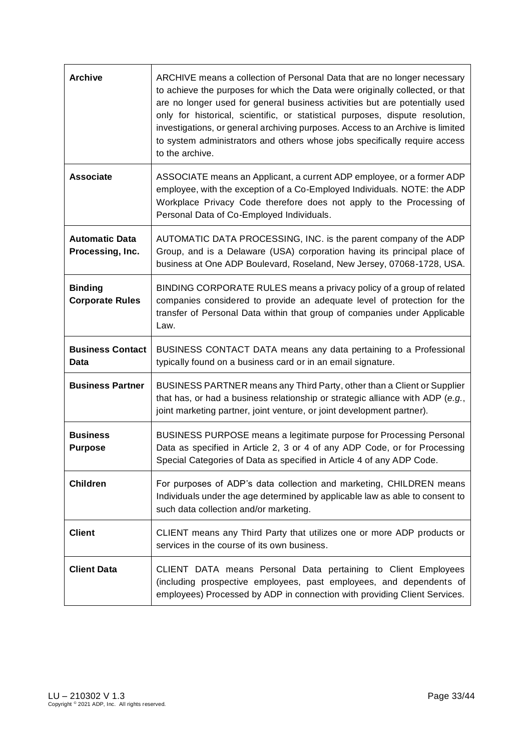| **Archive** | ARCHIVE means a collection of Personal Data that are no longer necessary to achieve the purposes for which the Data were originally collected, or that are no longer used for general business activities but are potentially used only for historical, scientific, or statistical purposes, dispute resolution, investigations, or general archiving purposes. Access to an Archive is limited to system administrators and others whose jobs specifically require access to the archive. |
|---|---|
| **Associate** | ASSOCIATE means an Applicant, a current ADP employee, or a former ADP employee, with the exception of a Co-Employed Individuals. NOTE: the ADP Workplace Privacy Code therefore does not apply to the Processing of Personal Data of Co-Employed Individuals. |
| **Automatic Data Processing, Inc.** | AUTOMATIC DATA PROCESSING, INC. is the parent company of the ADP Group, and is a Delaware (USA) corporation having its principal place of business at One ADP Boulevard, Roseland, New Jersey, 07068-1728, USA. |
| **Binding Corporate Rules** | BINDING CORPORATE RULES means a privacy policy of a group of related companies considered to provide an adequate level of protection for the transfer of Personal Data within that group of companies under Applicable Law. |
| **Business Contact Data** | BUSINESS CONTACT DATA means any data pertaining to a Professional typically found on a business card or in an email signature. |
| **Business Partner** | BUSINESS PARTNER means any Third Party, other than a Client or Supplier that has, or had a business relationship or strategic alliance with ADP (*e.g.*, joint marketing partner, joint venture, or joint development partner). |
| **Business Purpose** | BUSINESS PURPOSE means a legitimate purpose for Processing Personal Data as specified in Article 2, 3 or 4 of any ADP Code, or for Processing Special Categories of Data as specified in Article 4 of any ADP Code. |
| **Children** | For purposes of ADP's data collection and marketing, CHILDREN means Individuals under the age determined by applicable law as able to consent to such data collection and/or marketing. |
| **Client** | CLIENT means any Third Party that utilizes one or more ADP products or services in the course of its own business. |
| **Client Data** | CLIENT DATA means Personal Data pertaining to Client Employees (including prospective employees, past employees, and dependents of employees) Processed by ADP in connection with providing Client Services. |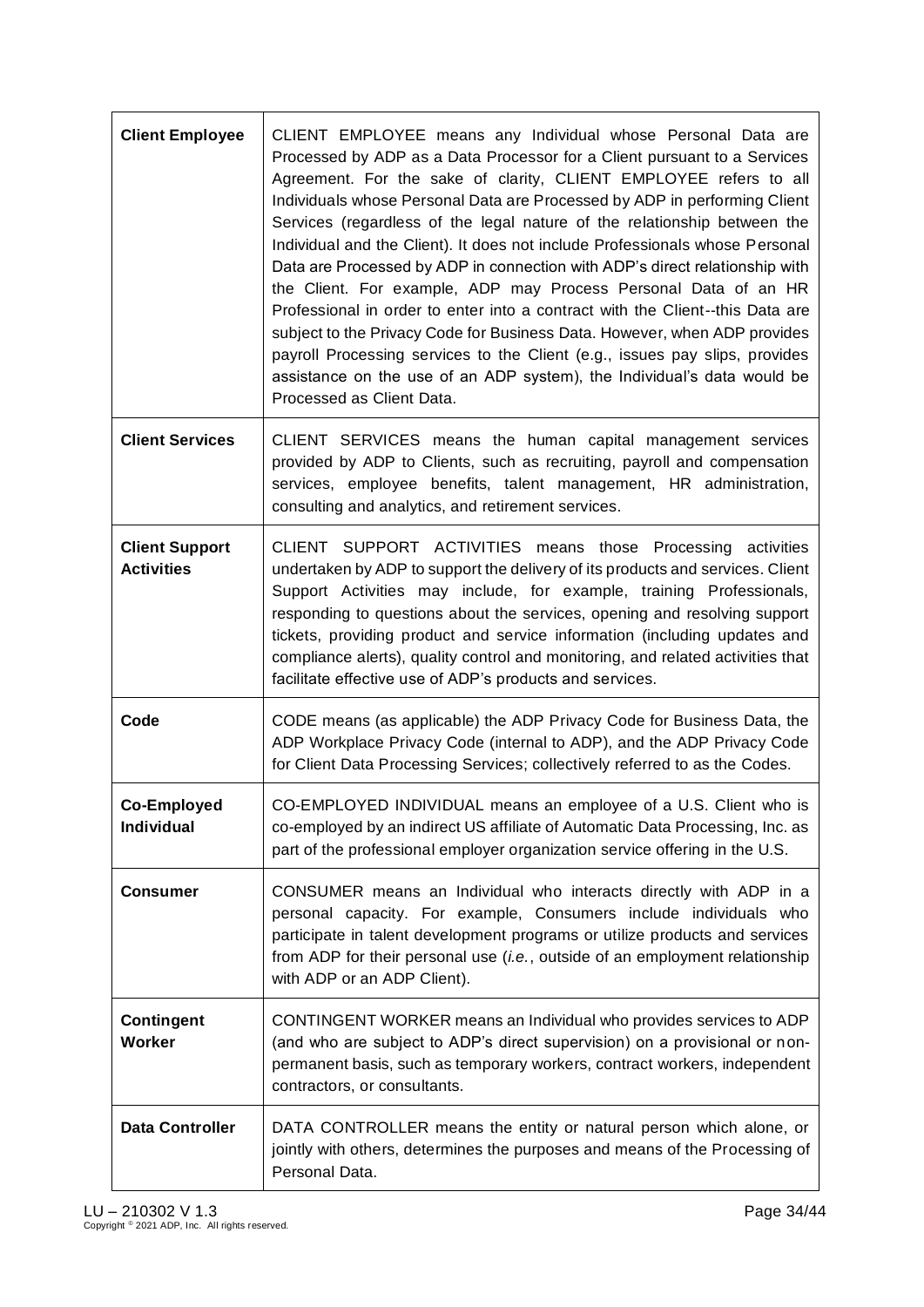| | |
|---|---|
| **Client Employee** | CLIENT EMPLOYEE means any Individual whose Personal Data are Processed by ADP as a Data Processor for a Client pursuant to a Services Agreement. For the sake of clarity, CLIENT EMPLOYEE refers to all Individuals whose Personal Data are Processed by ADP in performing Client Services (regardless of the legal nature of the relationship between the Individual and the Client). It does not include Professionals whose Personal Data are Processed by ADP in connection with ADP's direct relationship with the Client. For example, ADP may Process Personal Data of an HR Professional in order to enter into a contract with the Client--this Data are subject to the Privacy Code for Business Data. However, when ADP provides payroll Processing services to the Client (e.g., issues pay slips, provides assistance on the use of an ADP system), the Individual's data would be Processed as Client Data. |
| **Client Services** | CLIENT SERVICES means the human capital management services provided by ADP to Clients, such as recruiting, payroll and compensation services, employee benefits, talent management, HR administration, consulting and analytics, and retirement services. |
| **Client Support Activities** | CLIENT SUPPORT ACTIVITIES means those Processing activities undertaken by ADP to support the delivery of its products and services. Client Support Activities may include, for example, training Professionals, responding to questions about the services, opening and resolving support tickets, providing product and service information (including updates and compliance alerts), quality control and monitoring, and related activities that facilitate effective use of ADP's products and services. |
| **Code** | CODE means (as applicable) the ADP Privacy Code for Business Data, the ADP Workplace Privacy Code (internal to ADP), and the ADP Privacy Code for Client Data Processing Services; collectively referred to as the Codes. |
| **Co-Employed Individual** | CO-EMPLOYED INDIVIDUAL means an employee of a U.S. Client who is co-employed by an indirect US affiliate of Automatic Data Processing, Inc. as part of the professional employer organization service offering in the U.S. |
| **Consumer** | CONSUMER means an Individual who interacts directly with ADP in a personal capacity. For example, Consumers include individuals who participate in talent development programs or utilize products and services from ADP for their personal use (*i.e.*, outside of an employment relationship with ADP or an ADP Client). |
| **Contingent Worker** | CONTINGENT WORKER means an Individual who provides services to ADP (and who are subject to ADP's direct supervision) on a provisional or non-permanent basis, such as temporary workers, contract workers, independent contractors, or consultants. |
| **Data Controller** | DATA CONTROLLER means the entity or natural person which alone, or jointly with others, determines the purposes and means of the Processing of Personal Data. |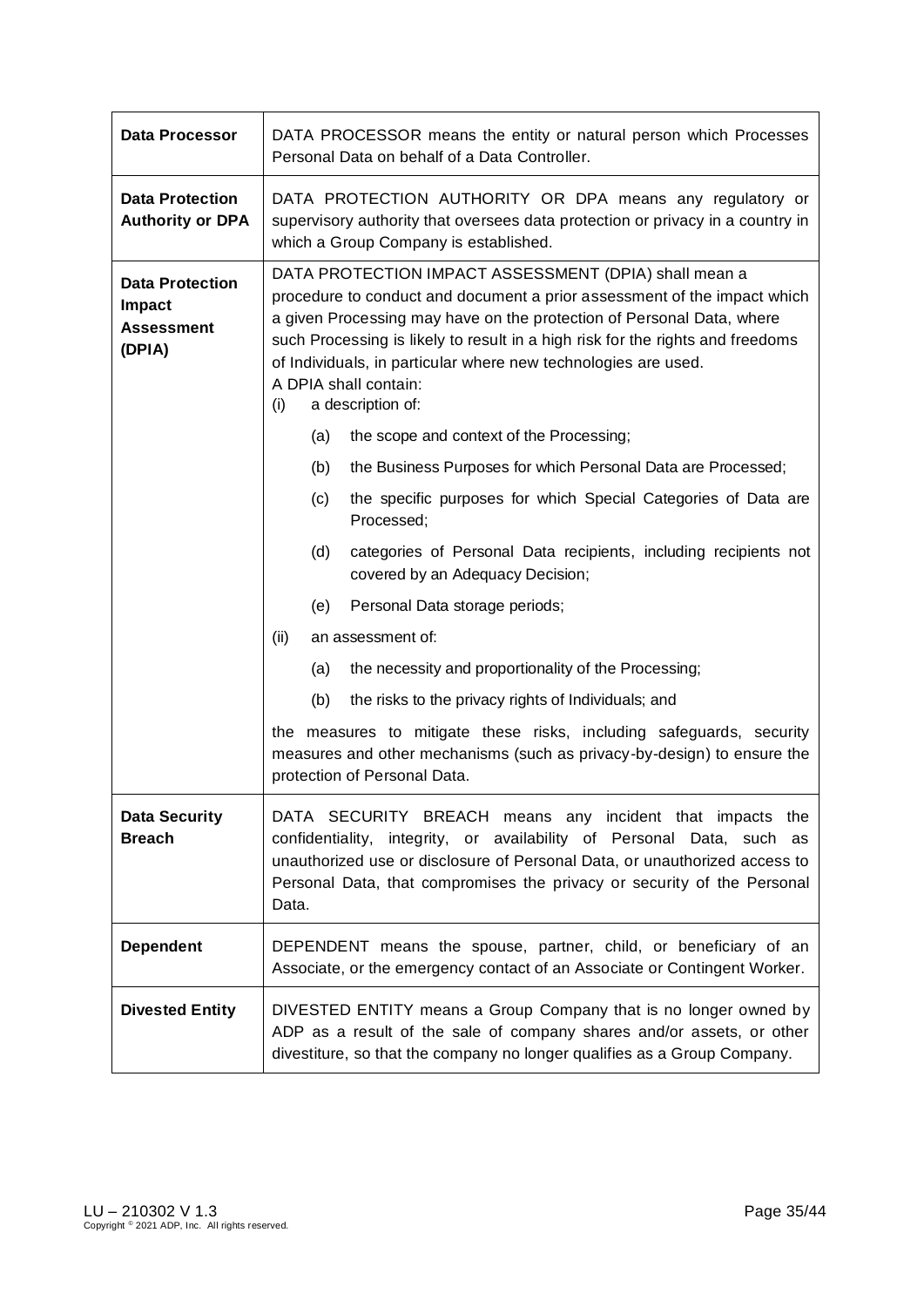| | |
|---|---|
| **Data Processor** | DATA PROCESSOR means the entity or natural person which Processes Personal Data on behalf of a Data Controller. |
| **Data Protection Authority or DPA** | DATA PROTECTION AUTHORITY OR DPA means any regulatory or supervisory authority that oversees data protection or privacy in a country in which a Group Company is established. |
| **Data Protection Impact Assessment (DPIA)** | DATA PROTECTION IMPACT ASSESSMENT (DPIA) shall mean a procedure to conduct and document a prior assessment of the impact which a given Processing may have on the protection of Personal Data, where such Processing is likely to result in a high risk for the rights and freedoms of Individuals, in particular where new technologies are used.<br>A DPIA shall contain:<br>(i) a description of:<br>(a) the scope and context of the Processing;<br>(b) the Business Purposes for which Personal Data are Processed;<br>(c) the specific purposes for which Special Categories of Data are Processed;<br>(d) categories of Personal Data recipients, including recipients not covered by an Adequacy Decision;<br>(e) Personal Data storage periods;<br>(ii) an assessment of:<br>(a) the necessity and proportionality of the Processing;<br>(b) the risks to the privacy rights of Individuals; and<br>the measures to mitigate these risks, including safeguards, security measures and other mechanisms (such as privacy-by-design) to ensure the protection of Personal Data. |
| **Data Security Breach** | DATA SECURITY BREACH means any incident that impacts the confidentiality, integrity, or availability of Personal Data, such as unauthorized use or disclosure of Personal Data, or unauthorized access to Personal Data, that compromises the privacy or security of the Personal Data. |
| **Dependent** | DEPENDENT means the spouse, partner, child, or beneficiary of an Associate, or the emergency contact of an Associate or Contingent Worker. |
| **Divested Entity** | DIVESTED ENTITY means a Group Company that is no longer owned by ADP as a result of the sale of company shares and/or assets, or other divestiture, so that the company no longer qualifies as a Group Company. |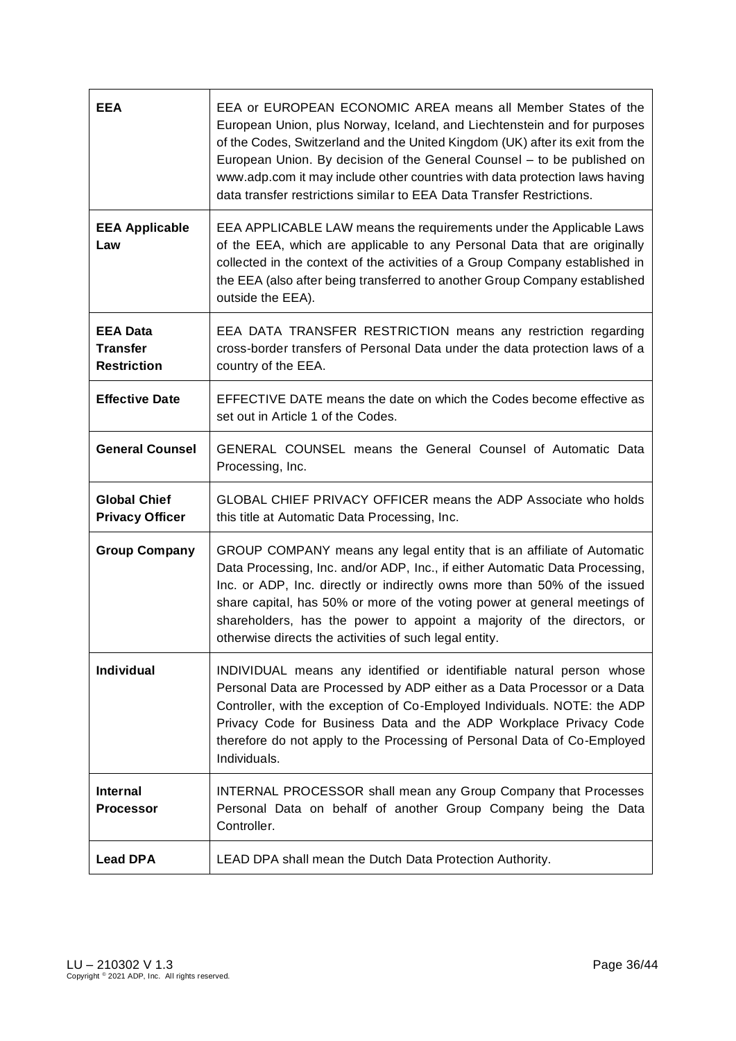| | |
|---|---|
| **EEA** | EEA or EUROPEAN ECONOMIC AREA means all Member States of the European Union, plus Norway, Iceland, and Liechtenstein and for purposes of the Codes, Switzerland and the United Kingdom (UK) after its exit from the European Union. By decision of the General Counsel – to be published on www.adp.com it may include other countries with data protection laws having data transfer restrictions similar to EEA Data Transfer Restrictions. |
| **EEA Applicable Law** | EEA APPLICABLE LAW means the requirements under the Applicable Laws of the EEA, which are applicable to any Personal Data that are originally collected in the context of the activities of a Group Company established in the EEA (also after being transferred to another Group Company established outside the EEA). |
| **EEA Data Transfer Restriction** | EEA DATA TRANSFER RESTRICTION means any restriction regarding cross-border transfers of Personal Data under the data protection laws of a country of the EEA. |
| **Effective Date** | EFFECTIVE DATE means the date on which the Codes become effective as set out in Article 1 of the Codes. |
| **General Counsel** | GENERAL COUNSEL means the General Counsel of Automatic Data Processing, Inc. |
| **Global Chief Privacy Officer** | GLOBAL CHIEF PRIVACY OFFICER means the ADP Associate who holds this title at Automatic Data Processing, Inc. |
| **Group Company** | GROUP COMPANY means any legal entity that is an affiliate of Automatic Data Processing, Inc. and/or ADP, Inc., if either Automatic Data Processing, Inc. or ADP, Inc. directly or indirectly owns more than 50% of the issued share capital, has 50% or more of the voting power at general meetings of shareholders, has the power to appoint a majority of the directors, or otherwise directs the activities of such legal entity. |
| **Individual** | INDIVIDUAL means any identified or identifiable natural person whose Personal Data are Processed by ADP either as a Data Processor or a Data Controller, with the exception of Co-Employed Individuals. NOTE: the ADP Privacy Code for Business Data and the ADP Workplace Privacy Code therefore do not apply to the Processing of Personal Data of Co-Employed Individuals. |
| **Internal Processor** | INTERNAL PROCESSOR shall mean any Group Company that Processes Personal Data on behalf of another Group Company being the Data Controller. |
| **Lead DPA** | LEAD DPA shall mean the Dutch Data Protection Authority. |

LU – 210302 V 1.3
Copyright © 2021 ADP, Inc. All rights reserved.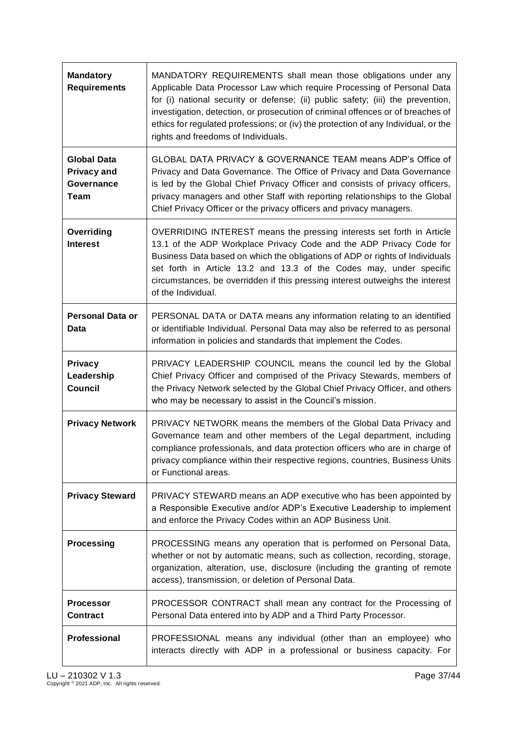| | |
|---|---|
| **Mandatory Requirements** | MANDATORY REQUIREMENTS shall mean those obligations under any Applicable Data Processor Law which require Processing of Personal Data for (i) national security or defense; (ii) public safety; (iii) the prevention, investigation, detection, or prosecution of criminal offences or of breaches of ethics for regulated professions; or (iv) the protection of any Individual, or the rights and freedoms of Individuals. |
| **Global Data Privacy and Governance Team** | GLOBAL DATA PRIVACY & GOVERNANCE TEAM means ADP's Office of Privacy and Data Governance. The Office of Privacy and Data Governance is led by the Global Chief Privacy Officer and consists of privacy officers, privacy managers and other Staff with reporting relationships to the Global Chief Privacy Officer or the privacy officers and privacy managers. |
| **Overriding Interest** | OVERRIDING INTEREST means the pressing interests set forth in Article 13.1 of the ADP Workplace Privacy Code and the ADP Privacy Code for Business Data based on which the obligations of ADP or rights of Individuals set forth in Article 13.2 and 13.3 of the Codes may, under specific circumstances, be overridden if this pressing interest outweighs the interest of the Individual. |
| **Personal Data or Data** | PERSONAL DATA or DATA means any information relating to an identified or identifiable Individual. Personal Data may also be referred to as personal information in policies and standards that implement the Codes. |
| **Privacy Leadership Council** | PRIVACY LEADERSHIP COUNCIL means the council led by the Global Chief Privacy Officer and comprised of the Privacy Stewards, members of the Privacy Network selected by the Global Chief Privacy Officer, and others who may be necessary to assist in the Council's mission. |
| **Privacy Network** | PRIVACY NETWORK means the members of the Global Data Privacy and Governance team and other members of the Legal department, including compliance professionals, and data protection officers who are in charge of privacy compliance within their respective regions, countries, Business Units or Functional areas. |
| **Privacy Steward** | PRIVACY STEWARD means an ADP executive who has been appointed by a Responsible Executive and/or ADP's Executive Leadership to implement and enforce the Privacy Codes within an ADP Business Unit. |
| **Processing** | PROCESSING means any operation that is performed on Personal Data, whether or not by automatic means, such as collection, recording, storage, organization, alteration, use, disclosure (including the granting of remote access), transmission, or deletion of Personal Data. |
| **Processor Contract** | PROCESSOR CONTRACT shall mean any contract for the Processing of Personal Data entered into by ADP and a Third Party Processor. |
| **Professional** | PROFESSIONAL means any individual (other than an employee) who interacts directly with ADP in a professional or business capacity. For |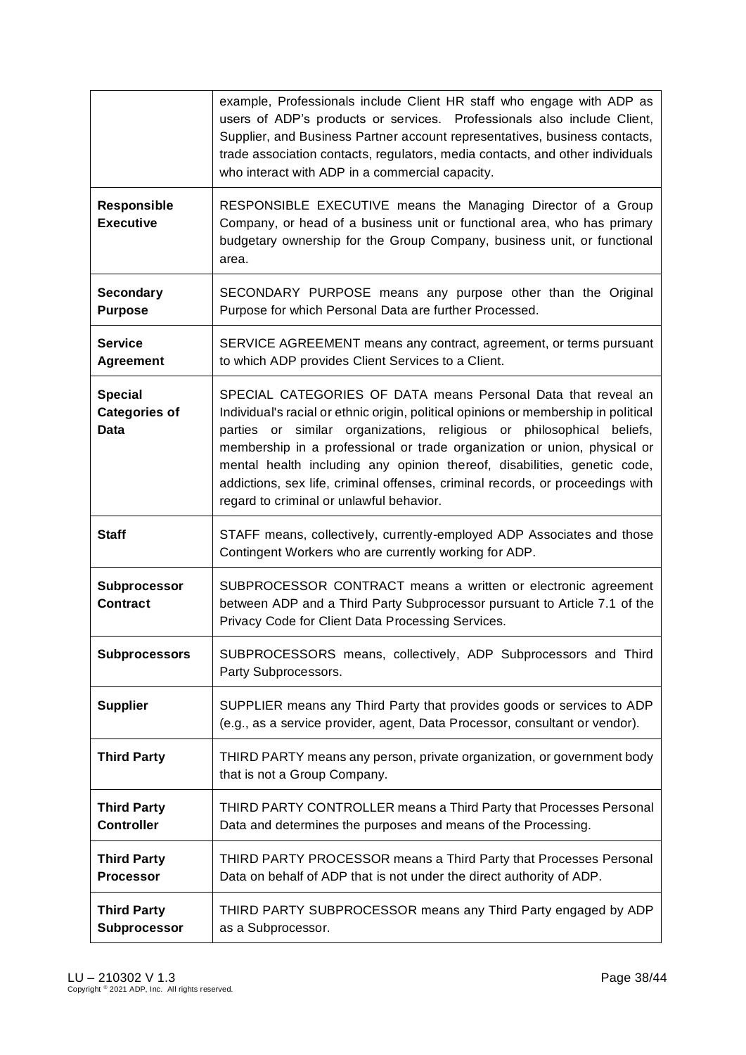| | |
|---|---|
| | example, Professionals include Client HR staff who engage with ADP as users of ADP's products or services. Professionals also include Client, Supplier, and Business Partner account representatives, business contacts, trade association contacts, regulators, media contacts, and other individuals who interact with ADP in a commercial capacity. |
| **Responsible Executive** | RESPONSIBLE EXECUTIVE means the Managing Director of a Group Company, or head of a business unit or functional area, who has primary budgetary ownership for the Group Company, business unit, or functional area. |
| **Secondary Purpose** | SECONDARY PURPOSE means any purpose other than the Original Purpose for which Personal Data are further Processed. |
| **Service Agreement** | SERVICE AGREEMENT means any contract, agreement, or terms pursuant to which ADP provides Client Services to a Client. |
| **Special Categories of Data** | SPECIAL CATEGORIES OF DATA means Personal Data that reveal an Individual's racial or ethnic origin, political opinions or membership in political parties or similar organizations, religious or philosophical beliefs, membership in a professional or trade organization or union, physical or mental health including any opinion thereof, disabilities, genetic code, addictions, sex life, criminal offenses, criminal records, or proceedings with regard to criminal or unlawful behavior. |
| **Staff** | STAFF means, collectively, currently-employed ADP Associates and those Contingent Workers who are currently working for ADP. |
| **Subprocessor Contract** | SUBPROCESSOR CONTRACT means a written or electronic agreement between ADP and a Third Party Subprocessor pursuant to Article 7.1 of the Privacy Code for Client Data Processing Services. |
| **Subprocessors** | SUBPROCESSORS means, collectively, ADP Subprocessors and Third Party Subprocessors. |
| **Supplier** | SUPPLIER means any Third Party that provides goods or services to ADP (e.g., as a service provider, agent, Data Processor, consultant or vendor). |
| **Third Party** | THIRD PARTY means any person, private organization, or government body that is not a Group Company. |
| **Third Party Controller** | THIRD PARTY CONTROLLER means a Third Party that Processes Personal Data and determines the purposes and means of the Processing. |
| **Third Party Processor** | THIRD PARTY PROCESSOR means a Third Party that Processes Personal Data on behalf of ADP that is not under the direct authority of ADP. |
| **Third Party Subprocessor** | THIRD PARTY SUBPROCESSOR means any Third Party engaged by ADP as a Subprocessor. |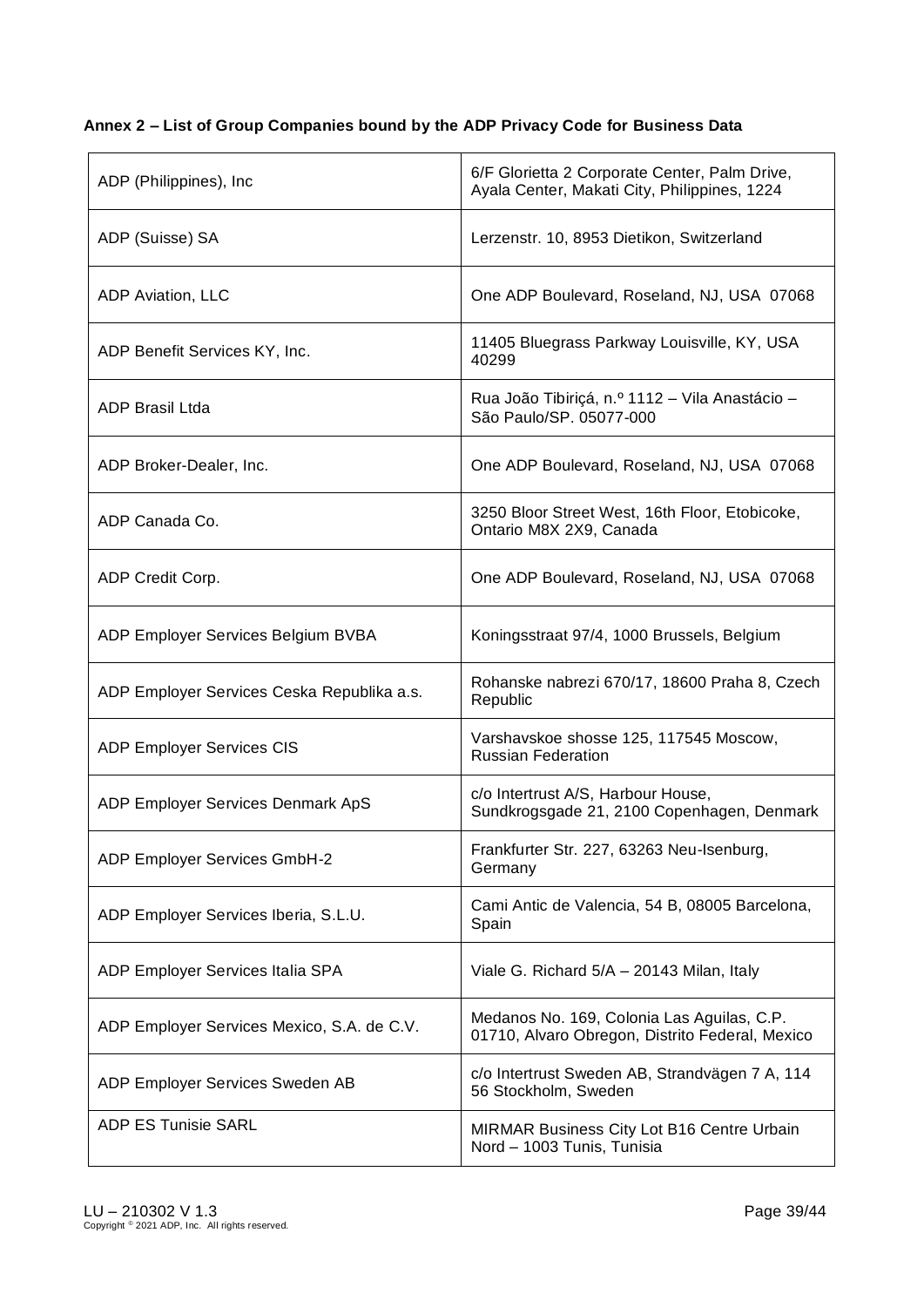**Annex 2 – List of Group Companies bound by the ADP Privacy Code for Business Data**

| | |
|---|---|
| ADP (Philippines), Inc | 6/F Glorietta 2 Corporate Center, Palm Drive, Ayala Center, Makati City, Philippines, 1224 |
| ADP (Suisse) SA | Lerzenstr. 10, 8953 Dietikon, Switzerland |
| ADP Aviation, LLC | One ADP Boulevard, Roseland, NJ, USA 07068 |
| ADP Benefit Services KY, Inc. | 11405 Bluegrass Parkway Louisville, KY, USA 40299 |
| ADP Brasil Ltda | Rua João Tibiriçá, n.º 1112 – Vila Anastácio – São Paulo/SP. 05077-000 |
| ADP Broker-Dealer, Inc. | One ADP Boulevard, Roseland, NJ, USA 07068 |
| ADP Canada Co. | 3250 Bloor Street West, 16th Floor, Etobicoke, Ontario M8X 2X9, Canada |
| ADP Credit Corp. | One ADP Boulevard, Roseland, NJ, USA 07068 |
| ADP Employer Services Belgium BVBA | Koningsstraat 97/4, 1000 Brussels, Belgium |
| ADP Employer Services Ceska Republika a.s. | Rohanske nabrezi 670/17, 18600 Praha 8, Czech Republic |
| ADP Employer Services CIS | Varshavskoe shosse 125, 117545 Moscow, Russian Federation |
| ADP Employer Services Denmark ApS | c/o Intertrust A/S, Harbour House, Sundkrogsgade 21, 2100 Copenhagen, Denmark |
| ADP Employer Services GmbH-2 | Frankfurter Str. 227, 63263 Neu-Isenburg, Germany |
| ADP Employer Services Iberia, S.L.U. | Cami Antic de Valencia, 54 B, 08005 Barcelona, Spain |
| ADP Employer Services Italia SPA | Viale G. Richard 5/A – 20143 Milan, Italy |
| ADP Employer Services Mexico, S.A. de C.V. | Medanos No. 169, Colonia Las Aguilas, C.P. 01710, Alvaro Obregon, Distrito Federal, Mexico |
| ADP Employer Services Sweden AB | c/o Intertrust Sweden AB, Strandvägen 7 A, 114 56 Stockholm, Sweden |
| ADP ES Tunisie SARL | MIRMAR Business City Lot B16 Centre Urbain Nord – 1003 Tunis, Tunisia |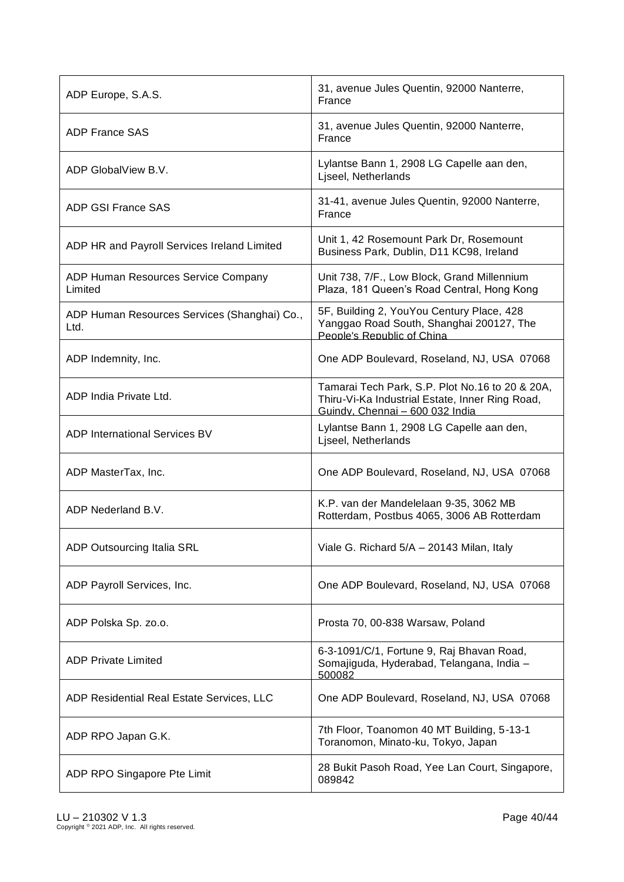| | |
|---|---|
| ADP Europe, S.A.S. | 31, avenue Jules Quentin, 92000 Nanterre, France |
| ADP France SAS | 31, avenue Jules Quentin, 92000 Nanterre, France |
| ADP GlobalView B.V. | Lylantse Bann 1, 2908 LG Capelle aan den, Ljseel, Netherlands |
| ADP GSI France SAS | 31-41, avenue Jules Quentin, 92000 Nanterre, France |
| ADP HR and Payroll Services Ireland Limited | Unit 1, 42 Rosemount Park Dr, Rosemount Business Park, Dublin, D11 KC98, Ireland |
| ADP Human Resources Service Company Limited | Unit 738, 7/F., Low Block, Grand Millennium Plaza, 181 Queen's Road Central, Hong Kong |
| ADP Human Resources Services (Shanghai) Co., Ltd. | 5F, Building 2, YouYou Century Place, 428 Yanggao Road South, Shanghai 200127, The People's Republic of China |
| ADP Indemnity, Inc. | One ADP Boulevard, Roseland, NJ, USA 07068 |
| ADP India Private Ltd. | Tamarai Tech Park, S.P. Plot No.16 to 20 & 20A, Thiru-Vi-Ka Industrial Estate, Inner Ring Road, Guindy, Chennai – 600 032 India |
| ADP International Services BV | Lylantse Bann 1, 2908 LG Capelle aan den, Ljseel, Netherlands |
| ADP MasterTax, Inc. | One ADP Boulevard, Roseland, NJ, USA 07068 |
| ADP Nederland B.V. | K.P. van der Mandelelaan 9-35, 3062 MB Rotterdam, Postbus 4065, 3006 AB Rotterdam |
| ADP Outsourcing Italia SRL | Viale G. Richard 5/A – 20143 Milan, Italy |
| ADP Payroll Services, Inc. | One ADP Boulevard, Roseland, NJ, USA 07068 |
| ADP Polska Sp. zo.o. | Prosta 70, 00-838 Warsaw, Poland |
| ADP Private Limited | 6-3-1091/C/1, Fortune 9, Raj Bhavan Road, Somajiguda, Hyderabad, Telangana, India – 500082 |
| ADP Residential Real Estate Services, LLC | One ADP Boulevard, Roseland, NJ, USA 07068 |
| ADP RPO Japan G.K. | 7th Floor, Toanomon 40 MT Building, 5-13-1 Toranomon, Minato-ku, Tokyo, Japan |
| ADP RPO Singapore Pte Limit | 28 Bukit Pasoh Road, Yee Lan Court, Singapore, 089842 |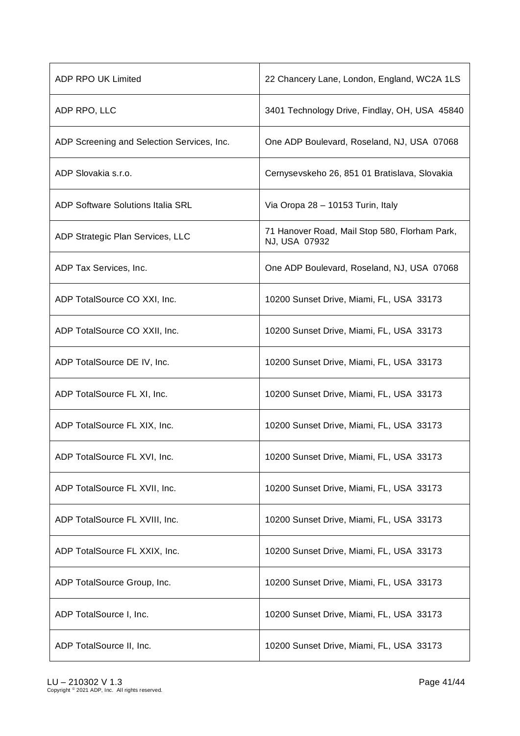| | |
|---|---|
| ADP RPO UK Limited | 22 Chancery Lane, London, England, WC2A 1LS |
| ADP RPO, LLC | 3401 Technology Drive, Findlay, OH, USA 45840 |
| ADP Screening and Selection Services, Inc. | One ADP Boulevard, Roseland, NJ, USA 07068 |
| ADP Slovakia s.r.o. | Cernysevskeho 26, 851 01 Bratislava, Slovakia |
| ADP Software Solutions Italia SRL | Via Oropa 28 – 10153 Turin, Italy |
| ADP Strategic Plan Services, LLC | 71 Hanover Road, Mail Stop 580, Florham Park, NJ, USA 07932 |
| ADP Tax Services, Inc. | One ADP Boulevard, Roseland, NJ, USA 07068 |
| ADP TotalSource CO XXI, Inc. | 10200 Sunset Drive, Miami, FL, USA 33173 |
| ADP TotalSource CO XXII, Inc. | 10200 Sunset Drive, Miami, FL, USA 33173 |
| ADP TotalSource DE IV, Inc. | 10200 Sunset Drive, Miami, FL, USA 33173 |
| ADP TotalSource FL XI, Inc. | 10200 Sunset Drive, Miami, FL, USA 33173 |
| ADP TotalSource FL XIX, Inc. | 10200 Sunset Drive, Miami, FL, USA 33173 |
| ADP TotalSource FL XVI, Inc. | 10200 Sunset Drive, Miami, FL, USA 33173 |
| ADP TotalSource FL XVII, Inc. | 10200 Sunset Drive, Miami, FL, USA 33173 |
| ADP TotalSource FL XVIII, Inc. | 10200 Sunset Drive, Miami, FL, USA 33173 |
| ADP TotalSource FL XXIX, Inc. | 10200 Sunset Drive, Miami, FL, USA 33173 |
| ADP TotalSource Group, Inc. | 10200 Sunset Drive, Miami, FL, USA 33173 |
| ADP TotalSource I, Inc. | 10200 Sunset Drive, Miami, FL, USA 33173 |
| ADP TotalSource II, Inc. | 10200 Sunset Drive, Miami, FL, USA 33173 |

LU – 210302 V 1.3
Copyright © 2021 ADP, Inc. All rights reserved.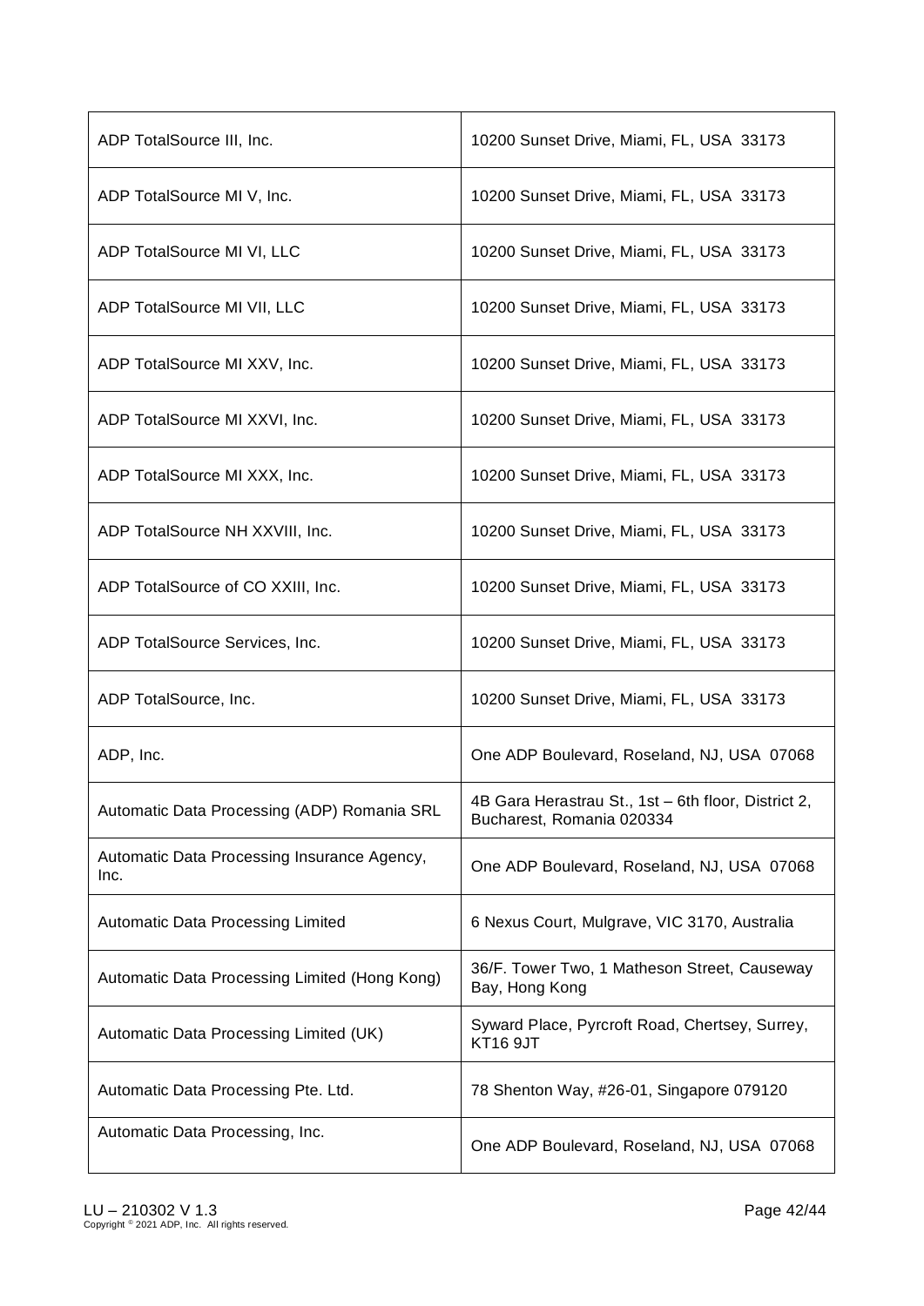| | |
|---|---|
| ADP TotalSource III, Inc. | 10200 Sunset Drive, Miami, FL, USA 33173 |
| ADP TotalSource MI V, Inc. | 10200 Sunset Drive, Miami, FL, USA 33173 |
| ADP TotalSource MI VI, LLC | 10200 Sunset Drive, Miami, FL, USA 33173 |
| ADP TotalSource MI VII, LLC | 10200 Sunset Drive, Miami, FL, USA 33173 |
| ADP TotalSource MI XXV, Inc. | 10200 Sunset Drive, Miami, FL, USA 33173 |
| ADP TotalSource MI XXVI, Inc. | 10200 Sunset Drive, Miami, FL, USA 33173 |
| ADP TotalSource MI XXX, Inc. | 10200 Sunset Drive, Miami, FL, USA 33173 |
| ADP TotalSource NH XXVIII, Inc. | 10200 Sunset Drive, Miami, FL, USA 33173 |
| ADP TotalSource of CO XXIII, Inc. | 10200 Sunset Drive, Miami, FL, USA 33173 |
| ADP TotalSource Services, Inc. | 10200 Sunset Drive, Miami, FL, USA 33173 |
| ADP TotalSource, Inc. | 10200 Sunset Drive, Miami, FL, USA 33173 |
| ADP, Inc. | One ADP Boulevard, Roseland, NJ, USA 07068 |
| Automatic Data Processing (ADP) Romania SRL | 4B Gara Herastrau St., 1st – 6th floor, District 2, Bucharest, Romania 020334 |
| Automatic Data Processing Insurance Agency, Inc. | One ADP Boulevard, Roseland, NJ, USA 07068 |
| Automatic Data Processing Limited | 6 Nexus Court, Mulgrave, VIC 3170, Australia |
| Automatic Data Processing Limited (Hong Kong) | 36/F. Tower Two, 1 Matheson Street, Causeway Bay, Hong Kong |
| Automatic Data Processing Limited (UK) | Syward Place, Pyrcroft Road, Chertsey, Surrey, KT16 9JT |
| Automatic Data Processing Pte. Ltd. | 78 Shenton Way, #26-01, Singapore 079120 |
| Automatic Data Processing, Inc. | One ADP Boulevard, Roseland, NJ, USA 07068 |

LU – 210302 V 1.3
Copyright © 2021 ADP, Inc. All rights reserved.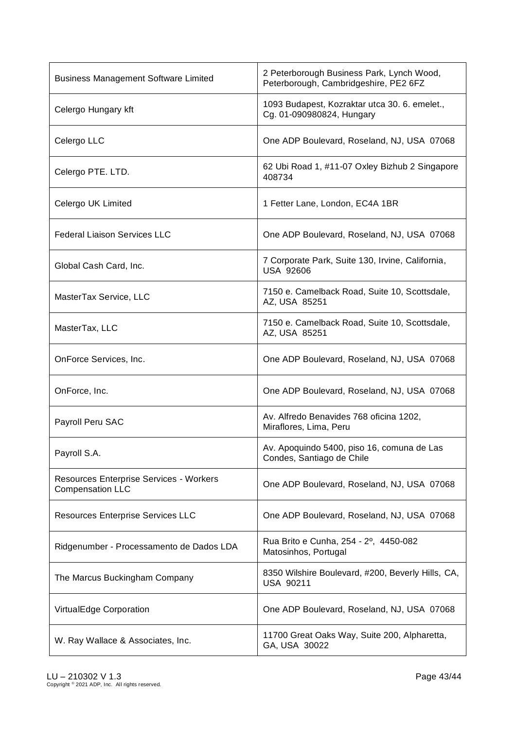| | |
|---|---|
| Business Management Software Limited | 2 Peterborough Business Park, Lynch Wood, Peterborough, Cambridgeshire, PE2 6FZ |
| Celergo Hungary kft | 1093 Budapest, Kozraktar utca 30. 6. emelet., Cg. 01-090980824, Hungary |
| Celergo LLC | One ADP Boulevard, Roseland, NJ, USA 07068 |
| Celergo PTE. LTD. | 62 Ubi Road 1, #11-07 Oxley Bizhub 2 Singapore 408734 |
| Celergo UK Limited | 1 Fetter Lane, London, EC4A 1BR |
| Federal Liaison Services LLC | One ADP Boulevard, Roseland, NJ, USA 07068 |
| Global Cash Card, Inc. | 7 Corporate Park, Suite 130, Irvine, California, USA 92606 |
| MasterTax Service, LLC | 7150 e. Camelback Road, Suite 10, Scottsdale, AZ, USA 85251 |
| MasterTax, LLC | 7150 e. Camelback Road, Suite 10, Scottsdale, AZ, USA 85251 |
| OnForce Services, Inc. | One ADP Boulevard, Roseland, NJ, USA 07068 |
| OnForce, Inc. | One ADP Boulevard, Roseland, NJ, USA 07068 |
| Payroll Peru SAC | Av. Alfredo Benavides 768 oficina 1202, Miraflores, Lima, Peru |
| Payroll S.A. | Av. Apoquindo 5400, piso 16, comuna de Las Condes, Santiago de Chile |
| Resources Enterprise Services - Workers Compensation LLC | One ADP Boulevard, Roseland, NJ, USA 07068 |
| Resources Enterprise Services LLC | One ADP Boulevard, Roseland, NJ, USA 07068 |
| Ridgenumber - Processamento de Dados LDA | Rua Brito e Cunha, 254 - 2º, 4450-082 Matosinhos, Portugal |
| The Marcus Buckingham Company | 8350 Wilshire Boulevard, #200, Beverly Hills, CA, USA 90211 |
| VirtualEdge Corporation | One ADP Boulevard, Roseland, NJ, USA 07068 |
| W. Ray Wallace & Associates, Inc. | 11700 Great Oaks Way, Suite 200, Alpharetta, GA, USA 30022 |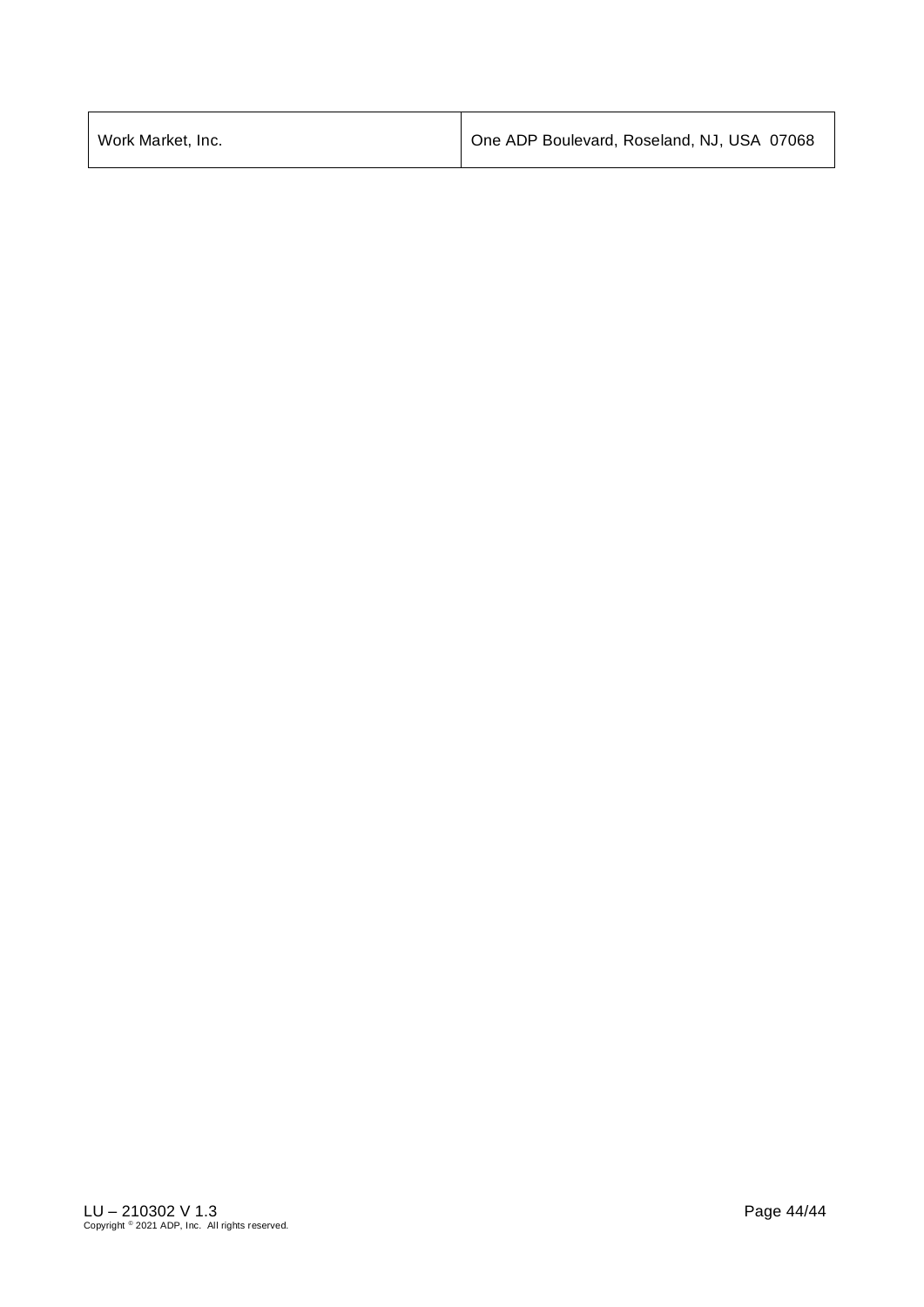| | |
|---|---|
| Work Market, Inc. | One ADP Boulevard, Roseland, NJ, USA 07068 |